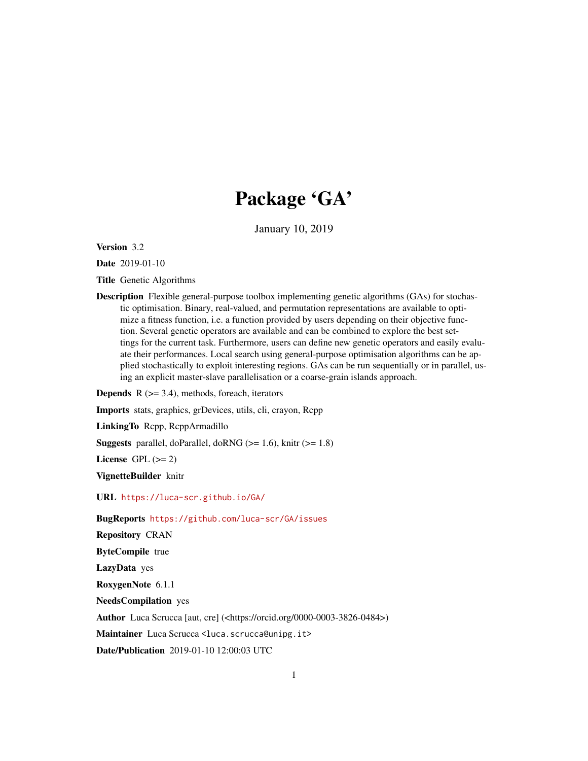# Package 'GA'

January 10, 2019

**Version** 3.2

**Date** 2019-01-10

**Title** Genetic Algorithms

**Description** Flexible general-purpose toolbox implementing genetic algorithms (GAs) for stochastic optimisation. Binary, real-valued, and permutation representations are available to optimize a fitness function, i.e. a function provided by users depending on their objective function. Several genetic operators are available and can be combined to explore the best settings for the current task. Furthermore, users can define new genetic operators and easily evaluate their performances. Local search using general-purpose optimisation algorithms can be applied stochastically to exploit interesting regions. GAs can be run sequentially or in parallel, using an explicit master-slave parallelisation or a coarse-grain islands approach.

**Depends** R (>= 3.4), methods, foreach, iterators

**Imports** stats, graphics, grDevices, utils, cli, crayon, Rcpp

**LinkingTo** Rcpp, RcppArmadillo

**Suggests** parallel, doParallel, doRNG (>= 1.6), knitr (>= 1.8)

**License** GPL (>= 2)

**VignetteBuilder** knitr

**URL** https://luca-scr.github.io/GA/

**BugReports** https://github.com/luca-scr/GA/issues

**Repository** CRAN

**ByteCompile** true

**LazyData** yes

**RoxygenNote** 6.1.1

**NeedsCompilation** yes

**Author** Luca Scrucca [aut, cre] (<https://orcid.org/0000-0003-3826-0484>)

**Maintainer** Luca Scrucca <luca.scrucca@unipg.it>

**Date/Publication** 2019-01-10 12:00:03 UTC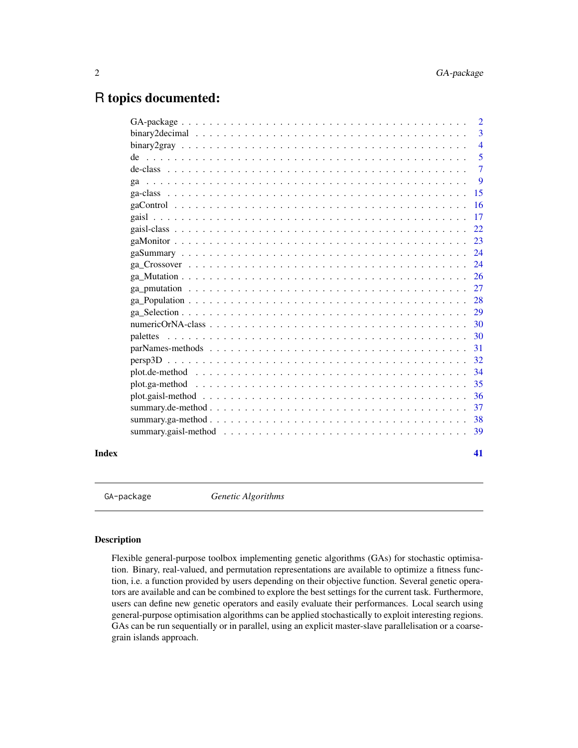# R topics documented:

| | |
|---|---|
| GA-package | 2 |
| binary2decimal | 3 |
| binary2gray | 4 |
| de | 5 |
| de-class | 7 |
| ga | 9 |
| ga-class | 15 |
| gaControl | 16 |
| gaisl | 17 |
| gaisl-class | 22 |
| gaMonitor | 23 |
| gaSummary | 24 |
| ga_Crossover | 24 |
| ga_Mutation | 26 |
| ga_pmutation | 27 |
| ga_Population | 28 |
| ga_Selection | 29 |
| numericOrNA-class | 30 |
| palettes | 30 |
| parNames-methods | 31 |
| persp3D | 32 |
| plot.de-method | 34 |
| plot.ga-method | 35 |
| plot.gaisl-method | 36 |
| summary.de-method | 37 |
| summary.ga-method | 38 |
| summary.gaisl-method | 39 |
| **Index** | **41** |

---

GA-package *Genetic Algorithms*

---

## Description

Flexible general-purpose toolbox implementing genetic algorithms (GAs) for stochastic optimisation. Binary, real-valued, and permutation representations are available to optimize a fitness function, i.e. a function provided by users depending on their objective function. Several genetic operators are available and can be combined to explore the best settings for the current task. Furthermore, users can define new genetic operators and easily evaluate their performances. Local search using general-purpose optimisation algorithms can be applied stochastically to exploit interesting regions. GAs can be run sequentially or in parallel, using an explicit master-slave parallelisation or a coarse-grain islands approach.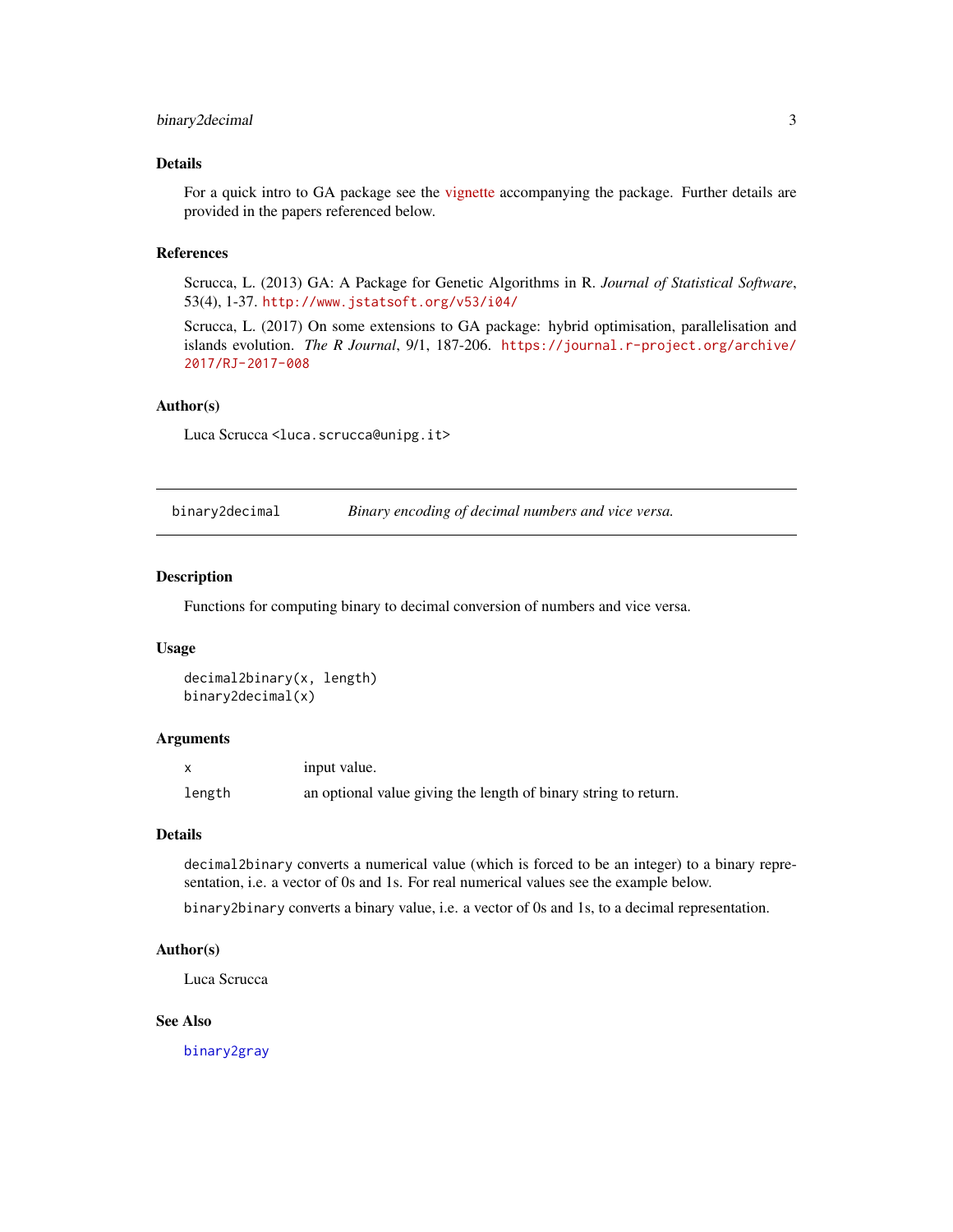## Details

For a quick intro to GA package see the vignette accompanying the package. Further details are provided in the papers referenced below.

## References

Scrucca, L. (2013) GA: A Package for Genetic Algorithms in R. *Journal of Statistical Software*, 53(4), 1-37. http://www.jstatsoft.org/v53/i04/

Scrucca, L. (2017) On some extensions to GA package: hybrid optimisation, parallelisation and islands evolution. *The R Journal*, 9/1, 187-206. https://journal.r-project.org/archive/2017/RJ-2017-008

## Author(s)

Luca Scrucca <luca.scrucca@unipg.it>

---

# binary2decimal — *Binary encoding of decimal numbers and vice versa.*

---

## Description

Functions for computing binary to decimal conversion of numbers and vice versa.

## Usage

```
decimal2binary(x, length)
binary2decimal(x)
```

## Arguments

| | |
|---|---|
| `x` | input value. |
| `length` | an optional value giving the length of binary string to return. |

## Details

`decimal2binary` converts a numerical value (which is forced to be an integer) to a binary representation, i.e. a vector of 0s and 1s. For real numerical values see the example below.

`binary2binary` converts a binary value, i.e. a vector of 0s and 1s, to a decimal representation.

## Author(s)

Luca Scrucca

## See Also

`binary2gray`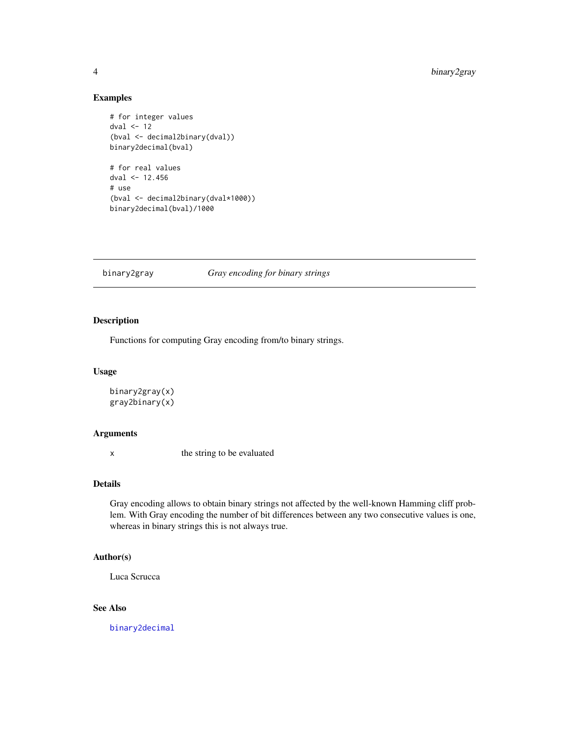## Examples

```
# for integer values
dval <- 12
(bval <- decimal2binary(dval))
binary2decimal(bval)

# for real values
dval <- 12.456
# use
(bval <- decimal2binary(dval*1000))
binary2decimal(bval)/1000
```

---

binary2gray *Gray encoding for binary strings*

---

## Description

Functions for computing Gray encoding from/to binary strings.

## Usage

```
binary2gray(x)
gray2binary(x)
```

## Arguments

| | |
|---|---|
| x | the string to be evaluated |

## Details

Gray encoding allows to obtain binary strings not affected by the well-known Hamming cliff problem. With Gray encoding the number of bit differences between any two consecutive values is one, whereas in binary strings this is not always true.

## Author(s)

Luca Scrucca

## See Also

binary2decimal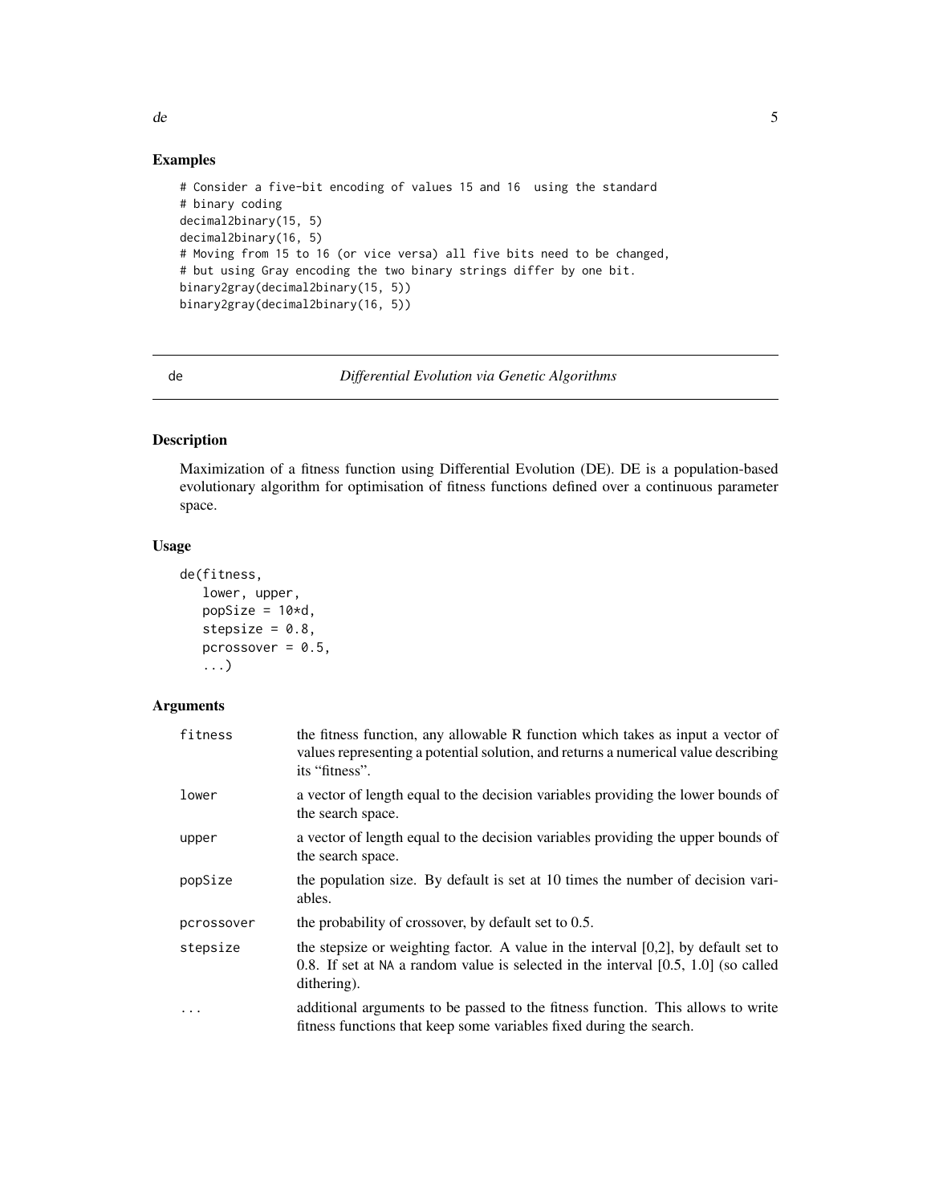## Examples

```
# Consider a five-bit encoding of values 15 and 16  using the standard
# binary coding
decimal2binary(15, 5)
decimal2binary(16, 5)
# Moving from 15 to 16 (or vice versa) all five bits need to be changed,
# but using Gray encoding the two binary strings differ by one bit.
binary2gray(decimal2binary(15, 5))
binary2gray(decimal2binary(16, 5))
```

---

de *Differential Evolution via Genetic Algorithms*

---

## Description

Maximization of a fitness function using Differential Evolution (DE). DE is a population-based evolutionary algorithm for optimisation of fitness functions defined over a continuous parameter space.

## Usage

```
de(fitness,
   lower, upper,
   popSize = 10*d,
   stepsize = 0.8,
   pcrossover = 0.5,
   ...)
```

## Arguments

| | |
|---|---|
| `fitness` | the fitness function, any allowable R function which takes as input a vector of values representing a potential solution, and returns a numerical value describing its "fitness". |
| `lower` | a vector of length equal to the decision variables providing the lower bounds of the search space. |
| `upper` | a vector of length equal to the decision variables providing the upper bounds of the search space. |
| `popSize` | the population size. By default is set at 10 times the number of decision variables. |
| `pcrossover` | the probability of crossover, by default set to 0.5. |
| `stepsize` | the stepsize or weighting factor. A value in the interval [0,2], by default set to 0.8. If set at `NA` a random value is selected in the interval [0.5, 1.0] (so called dithering). |
| `...` | additional arguments to be passed to the fitness function. This allows to write fitness functions that keep some variables fixed during the search. |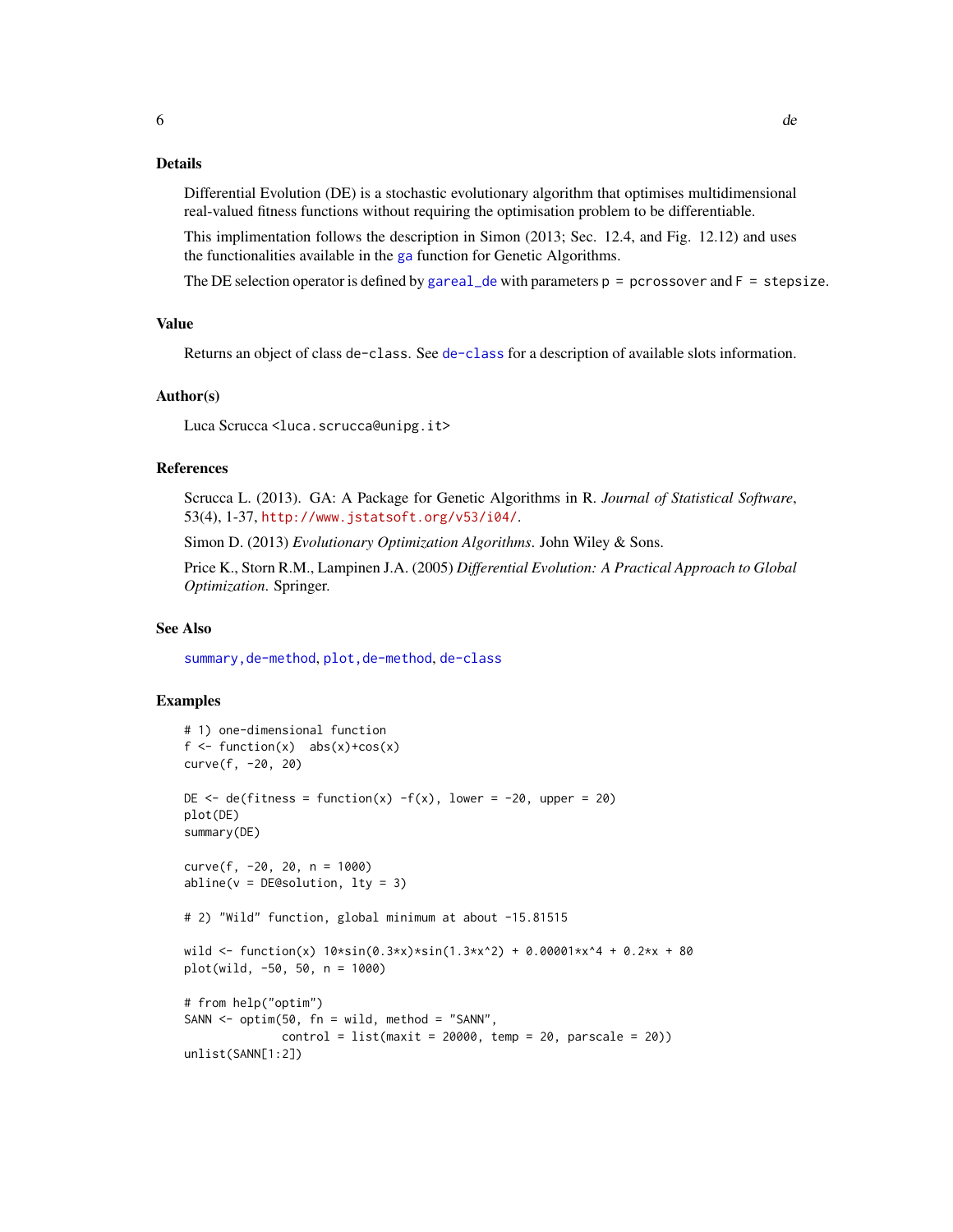## Details

Differential Evolution (DE) is a stochastic evolutionary algorithm that optimises multidimensional real-valued fitness functions without requiring the optimisation problem to be differentiable.

This implementation follows the description in Simon (2013; Sec. 12.4, and Fig. 12.12) and uses the functionalities available in the `ga` function for Genetic Algorithms.

The DE selection operator is defined by `gareal_de` with parameters `p = pcrossover` and `F = stepsize`.

## Value

Returns an object of class `de-class`. See `de-class` for a description of available slots information.

## Author(s)

Luca Scrucca <luca.scrucca@unipg.it>

## References

Scrucca L. (2013). GA: A Package for Genetic Algorithms in R. *Journal of Statistical Software*, 53(4), 1-37, http://www.jstatsoft.org/v53/i04/.

Simon D. (2013) *Evolutionary Optimization Algorithms*. John Wiley & Sons.

Price K., Storn R.M., Lampinen J.A. (2005) *Differential Evolution: A Practical Approach to Global Optimization*. Springer.

## See Also

`summary,de-method`, `plot,de-method`, `de-class`

## Examples

```
# 1) one-dimensional function
f <- function(x)  abs(x)+cos(x)
curve(f, -20, 20)

DE <- de(fitness = function(x) -f(x), lower = -20, upper = 20)
plot(DE)
summary(DE)

curve(f, -20, 20, n = 1000)
abline(v = DE@solution, lty = 3)

# 2) "Wild" function, global minimum at about -15.81515

wild <- function(x) 10*sin(0.3*x)*sin(1.3*x^2) + 0.00001*x^4 + 0.2*x + 80
plot(wild, -50, 50, n = 1000)

# from help("optim")
SANN <- optim(50, fn = wild, method = "SANN",
              control = list(maxit = 20000, temp = 20, parscale = 20))
unlist(SANN[1:2])
```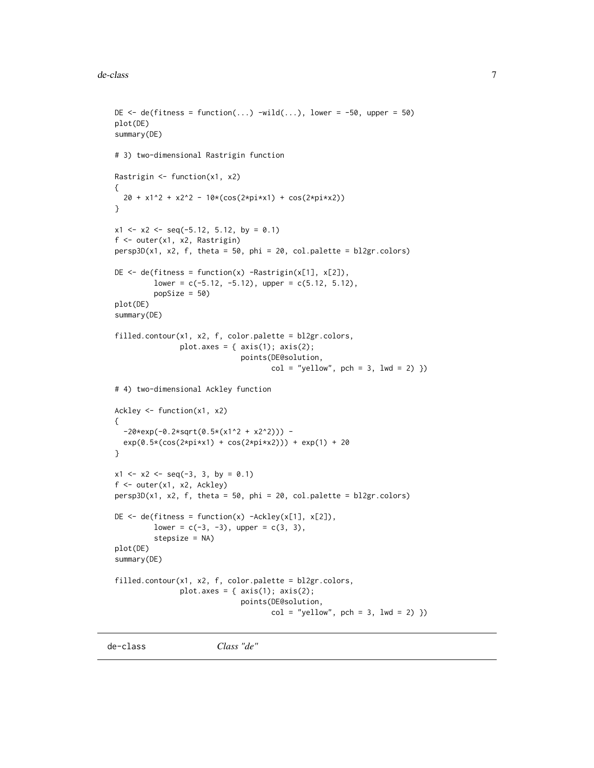```
DE <- de(fitness = function(...) -wild(...), lower = -50, upper = 50)
plot(DE)
summary(DE)

# 3) two-dimensional Rastrigin function

Rastrigin <- function(x1, x2)
{
  20 + x1^2 + x2^2 - 10*(cos(2*pi*x1) + cos(2*pi*x2))
}

x1 <- x2 <- seq(-5.12, 5.12, by = 0.1)
f <- outer(x1, x2, Rastrigin)
persp3D(x1, x2, f, theta = 50, phi = 20, col.palette = bl2gr.colors)

DE <- de(fitness = function(x) -Rastrigin(x[1], x[2]),
         lower = c(-5.12, -5.12), upper = c(5.12, 5.12),
         popSize = 50)
plot(DE)
summary(DE)

filled.contour(x1, x2, f, color.palette = bl2gr.colors,
               plot.axes = { axis(1); axis(2);
                             points(DE@solution,
                                    col = "yellow", pch = 3, lwd = 2) })

# 4) two-dimensional Ackley function

Ackley <- function(x1, x2)
{
  -20*exp(-0.2*sqrt(0.5*(x1^2 + x2^2))) -
  exp(0.5*(cos(2*pi*x1) + cos(2*pi*x2))) + exp(1) + 20
}

x1 <- x2 <- seq(-3, 3, by = 0.1)
f <- outer(x1, x2, Ackley)
persp3D(x1, x2, f, theta = 50, phi = 20, col.palette = bl2gr.colors)

DE <- de(fitness = function(x) -Ackley(x[1], x[2]),
         lower = c(-3, -3), upper = c(3, 3),
         stepsize = NA)
plot(DE)
summary(DE)

filled.contour(x1, x2, f, color.palette = bl2gr.colors,
               plot.axes = { axis(1); axis(2);
                             points(DE@solution,
                                    col = "yellow", pch = 3, lwd = 2) })
```

## de-class    *Class "de"*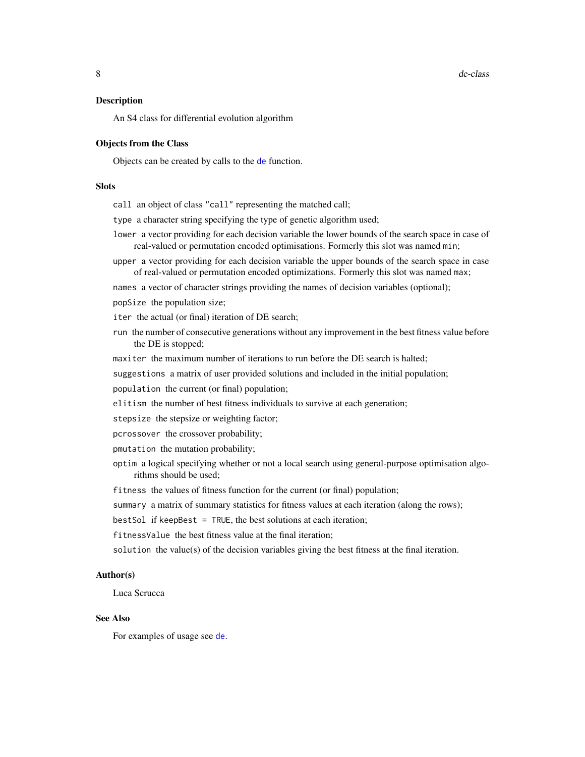### Description

An S4 class for differential evolution algorithm

### Objects from the Class

Objects can be created by calls to the `de` function.

### Slots

- `call` an object of class "`call`" representing the matched call;
- `type` a character string specifying the type of genetic algorithm used;
- `lower` a vector providing for each decision variable the lower bounds of the search space in case of real-valued or permutation encoded optimisations. Formerly this slot was named `min`;
- `upper` a vector providing for each decision variable the upper bounds of the search space in case of real-valued or permutation encoded optimizations. Formerly this slot was named `max`;
- `names` a vector of character strings providing the names of decision variables (optional);
- `popSize` the population size;
- `iter` the actual (or final) iteration of DE search;
- `run` the number of consecutive generations without any improvement in the best fitness value before the DE is stopped;
- `maxiter` the maximum number of iterations to run before the DE search is halted;
- `suggestions` a matrix of user provided solutions and included in the initial population;
- `population` the current (or final) population;
- `elitism` the number of best fitness individuals to survive at each generation;
- `stepsize` the stepsize or weighting factor;
- `pcrossover` the crossover probability;
- `pmutation` the mutation probability;
- `optim` a logical specifying whether or not a local search using general-purpose optimisation algorithms should be used;
- `fitness` the values of fitness function for the current (or final) population;
- `summary` a matrix of summary statistics for fitness values at each iteration (along the rows);
- `bestSol` if `keepBest = TRUE`, the best solutions at each iteration;
- `fitnessValue` the best fitness value at the final iteration;
- `solution` the value(s) of the decision variables giving the best fitness at the final iteration.

### Author(s)

Luca Scrucca

### See Also

For examples of usage see `de`.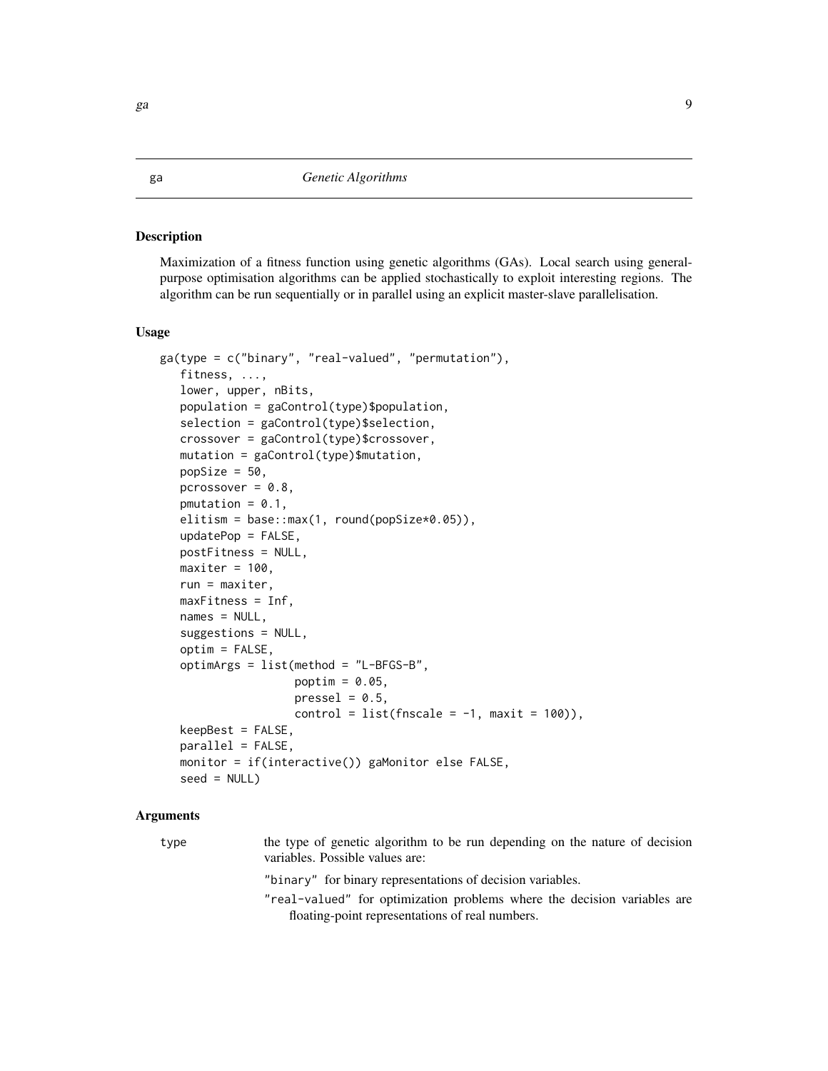## ga *Genetic Algorithms*

### Description

Maximization of a fitness function using genetic algorithms (GAs). Local search using general-purpose optimisation algorithms can be applied stochastically to exploit interesting regions. The algorithm can be run sequentially or in parallel using an explicit master-slave parallelisation.

### Usage

```
ga(type = c("binary", "real-valued", "permutation"),
   fitness, ...,
   lower, upper, nBits,
   population = gaControl(type)$population,
   selection = gaControl(type)$selection,
   crossover = gaControl(type)$crossover,
   mutation = gaControl(type)$mutation,
   popSize = 50,
   pcrossover = 0.8,
   pmutation = 0.1,
   elitism = base::max(1, round(popSize*0.05)),
   updatePop = FALSE,
   postFitness = NULL,
   maxiter = 100,
   run = maxiter,
   maxFitness = Inf,
   names = NULL,
   suggestions = NULL,
   optim = FALSE,
   optimArgs = list(method = "L-BFGS-B",
                    poptim = 0.05,
                    pressel = 0.5,
                    control = list(fnscale = -1, maxit = 100)),
   keepBest = FALSE,
   parallel = FALSE,
   monitor = if(interactive()) gaMonitor else FALSE,
   seed = NULL)
```

### Arguments

`type` the type of genetic algorithm to be run depending on the nature of decision variables. Possible values are:

- `"binary"` for binary representations of decision variables.
- `"real-valued"` for optimization problems where the decision variables are floating-point representations of real numbers.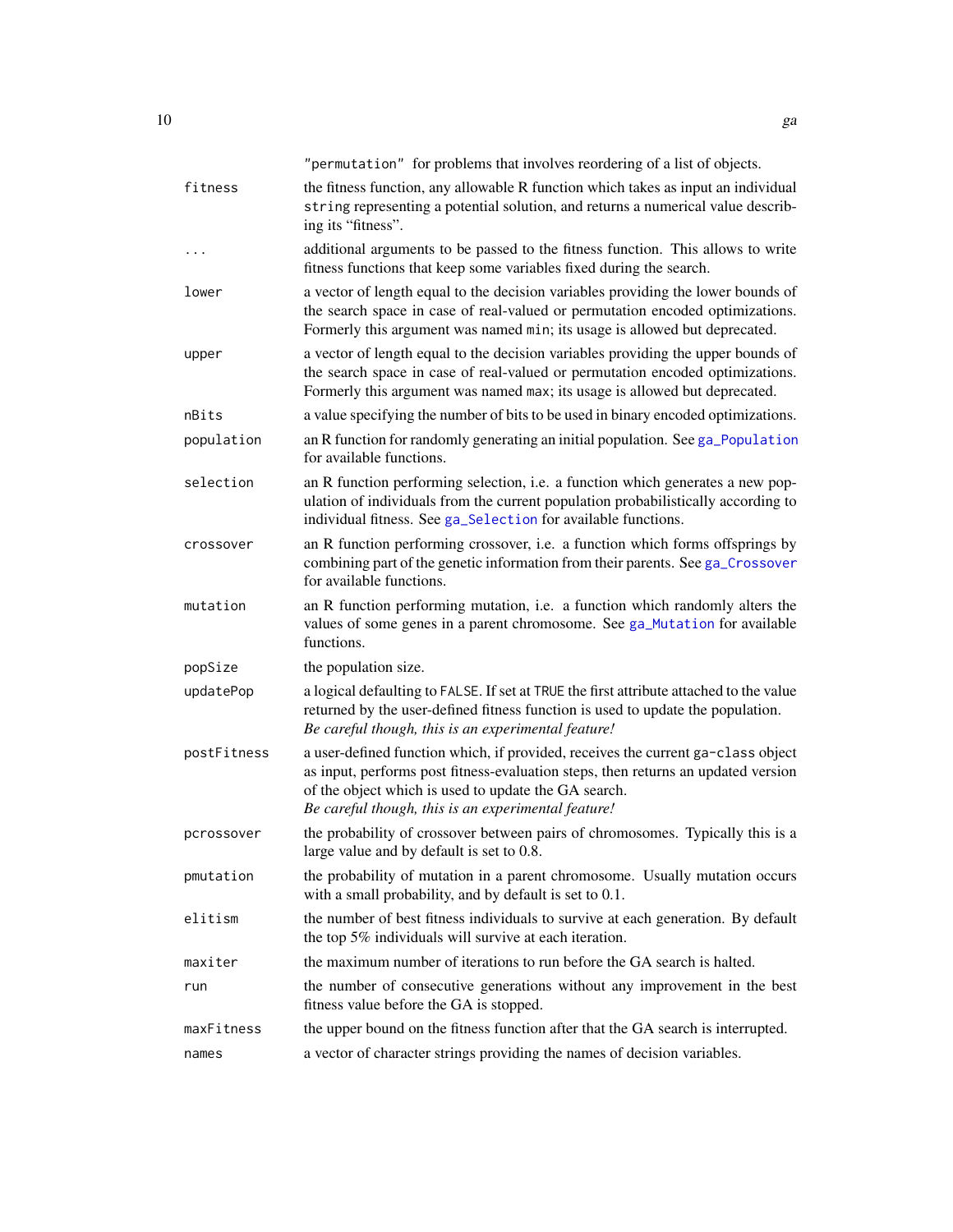|  |  |
| --- | --- |
|  | `"permutation"` for problems that involves reordering of a list of objects. |
| `fitness` | the fitness function, any allowable R function which takes as input an individual `string` representing a potential solution, and returns a numerical value describing its "fitness". |
| `...` | additional arguments to be passed to the fitness function. This allows to write fitness functions that keep some variables fixed during the search. |
| `lower` | a vector of length equal to the decision variables providing the lower bounds of the search space in case of real-valued or permutation encoded optimizations. Formerly this argument was named `min`; its usage is allowed but deprecated. |
| `upper` | a vector of length equal to the decision variables providing the upper bounds of the search space in case of real-valued or permutation encoded optimizations. Formerly this argument was named `max`; its usage is allowed but deprecated. |
| `nBits` | a value specifying the number of bits to be used in binary encoded optimizations. |
| `population` | an R function for randomly generating an initial population. See `ga_Population` for available functions. |
| `selection` | an R function performing selection, i.e. a function which generates a new population of individuals from the current population probabilistically according to individual fitness. See `ga_Selection` for available functions. |
| `crossover` | an R function performing crossover, i.e. a function which forms offsprings by combining part of the genetic information from their parents. See `ga_Crossover` for available functions. |
| `mutation` | an R function performing mutation, i.e. a function which randomly alters the values of some genes in a parent chromosome. See `ga_Mutation` for available functions. |
| `popSize` | the population size. |
| `updatePop` | a logical defaulting to `FALSE`. If set at `TRUE` the first attribute attached to the value returned by the user-defined fitness function is used to update the population. *Be careful though, this is an experimental feature!* |
| `postFitness` | a user-defined function which, if provided, receives the current `ga-class` object as input, performs post fitness-evaluation steps, then returns an updated version of the object which is used to update the GA search. *Be careful though, this is an experimental feature!* |
| `pcrossover` | the probability of crossover between pairs of chromosomes. Typically this is a large value and by default is set to 0.8. |
| `pmutation` | the probability of mutation in a parent chromosome. Usually mutation occurs with a small probability, and by default is set to 0.1. |
| `elitism` | the number of best fitness individuals to survive at each generation. By default the top 5% individuals will survive at each iteration. |
| `maxiter` | the maximum number of iterations to run before the GA search is halted. |
| `run` | the number of consecutive generations without any improvement in the best fitness value before the GA is stopped. |
| `maxFitness` | the upper bound on the fitness function after that the GA search is interrupted. |
| `names` | a vector of character strings providing the names of decision variables. |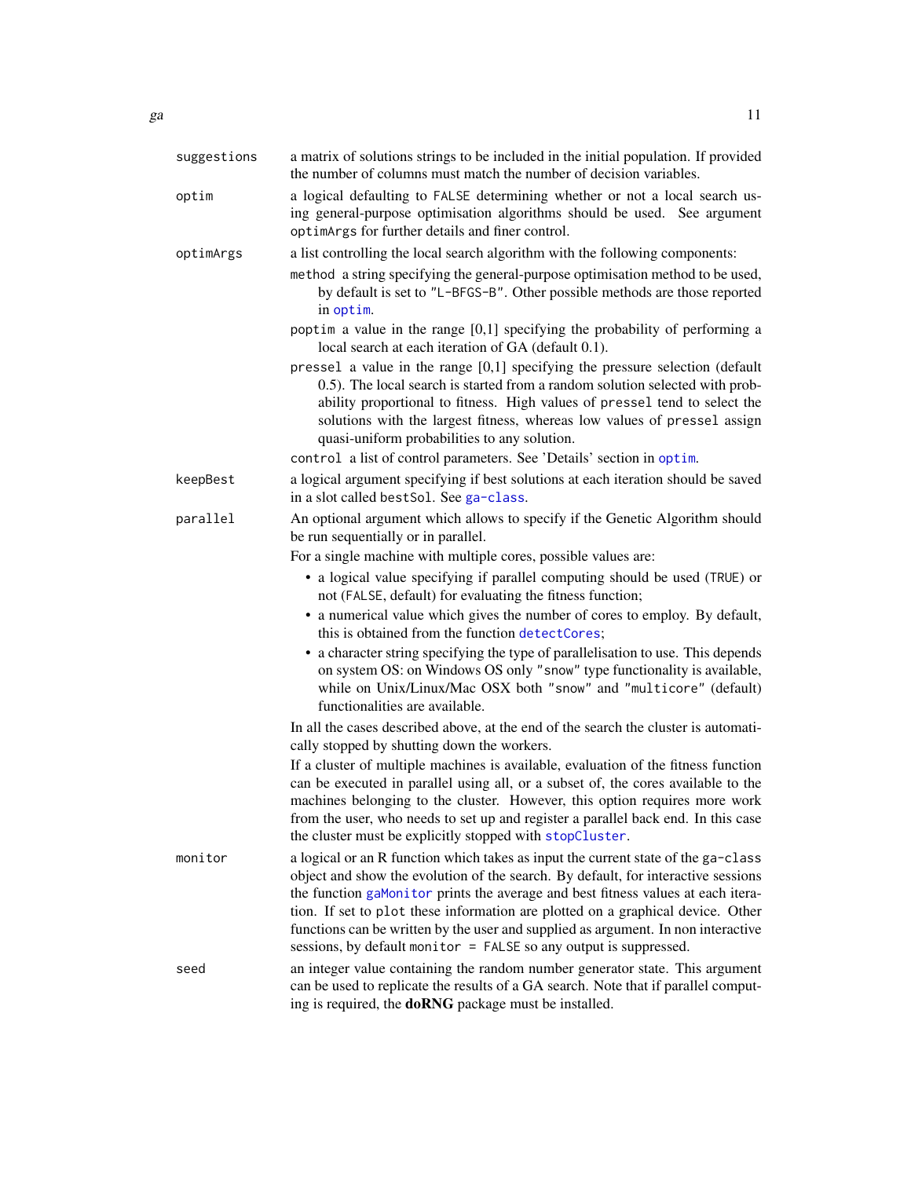**suggestions** a matrix of solutions strings to be included in the initial population. If provided the number of columns must match the number of decision variables.

**optim** a logical defaulting to `FALSE` determining whether or not a local search using general-purpose optimisation algorithms should be used. See argument `optimArgs` for further details and finer control.

**optimArgs** a list controlling the local search algorithm with the following components:

- `method` a string specifying the general-purpose optimisation method to be used, by default is set to `"L-BFGS-B"`. Other possible methods are those reported in `optim`.
- `poptim` a value in the range [0,1] specifying the probability of performing a local search at each iteration of GA (default 0.1).
- `pressel` a value in the range [0,1] specifying the pressure selection (default 0.5). The local search is started from a random solution selected with probability proportional to fitness. High values of `pressel` tend to select the solutions with the largest fitness, whereas low values of `pressel` assign quasi-uniform probabilities to any solution.
- `control` a list of control parameters. See 'Details' section in `optim`.

**keepBest** a logical argument specifying if best solutions at each iteration should be saved in a slot called `bestSol`. See `ga-class`.

**parallel** An optional argument which allows to specify if the Genetic Algorithm should be run sequentially or in parallel.

For a single machine with multiple cores, possible values are:

- a logical value specifying if parallel computing should be used (`TRUE`) or not (`FALSE`, default) for evaluating the fitness function;
- a numerical value which gives the number of cores to employ. By default, this is obtained from the function `detectCores`;
- a character string specifying the type of parallelisation to use. This depends on system OS: on Windows OS only `"snow"` type functionality is available, while on Unix/Linux/Mac OSX both `"snow"` and `"multicore"` (default) functionalities are available.

In all the cases described above, at the end of the search the cluster is automatically stopped by shutting down the workers.

If a cluster of multiple machines is available, evaluation of the fitness function can be executed in parallel using all, or a subset of, the cores available to the machines belonging to the cluster. However, this option requires more work from the user, who needs to set up and register a parallel back end. In this case the cluster must be explicitly stopped with `stopCluster`.

**monitor** a logical or an R function which takes as input the current state of the `ga-class` object and show the evolution of the search. By default, for interactive sessions the function `gaMonitor` prints the average and best fitness values at each iteration. If set to `plot` these information are plotted on a graphical device. Other functions can be written by the user and supplied as argument. In non interactive sessions, by default `monitor = FALSE` so any output is suppressed.

**seed** an integer value containing the random number generator state. This argument can be used to replicate the results of a GA search. Note that if parallel computing is required, the **doRNG** package must be installed.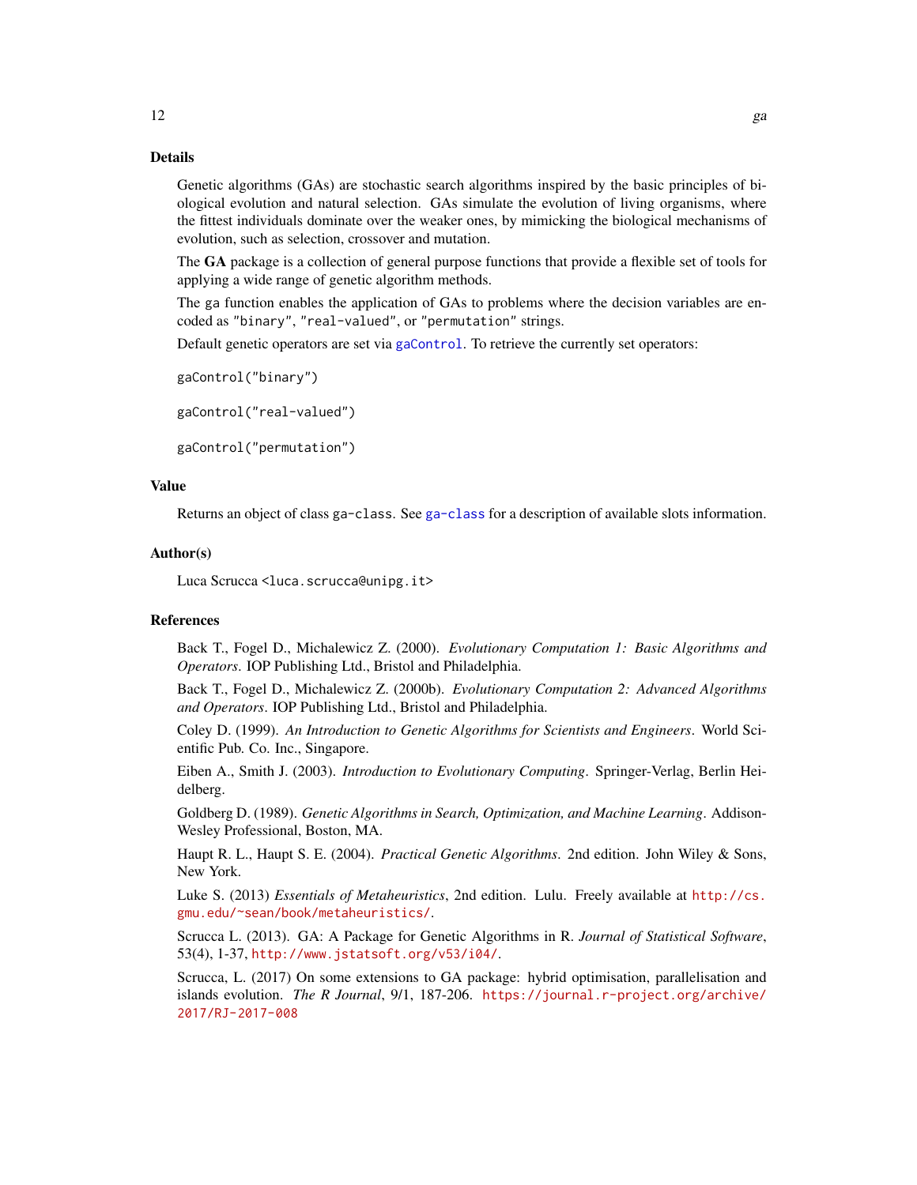## Details

Genetic algorithms (GAs) are stochastic search algorithms inspired by the basic principles of biological evolution and natural selection. GAs simulate the evolution of living organisms, where the fittest individuals dominate over the weaker ones, by mimicking the biological mechanisms of evolution, such as selection, crossover and mutation.

The **GA** package is a collection of general purpose functions that provide a flexible set of tools for applying a wide range of genetic algorithm methods.

The ga function enables the application of GAs to problems where the decision variables are encoded as "binary", "real-valued", or "permutation" strings.

Default genetic operators are set via gaControl. To retrieve the currently set operators:

```
gaControl("binary")

gaControl("real-valued")

gaControl("permutation")
```

## Value

Returns an object of class ga-class. See ga-class for a description of available slots information.

## Author(s)

Luca Scrucca <luca.scrucca@unipg.it>

## References

Back T., Fogel D., Michalewicz Z. (2000). *Evolutionary Computation 1: Basic Algorithms and Operators*. IOP Publishing Ltd., Bristol and Philadelphia.

Back T., Fogel D., Michalewicz Z. (2000b). *Evolutionary Computation 2: Advanced Algorithms and Operators*. IOP Publishing Ltd., Bristol and Philadelphia.

Coley D. (1999). *An Introduction to Genetic Algorithms for Scientists and Engineers*. World Scientific Pub. Co. Inc., Singapore.

Eiben A., Smith J. (2003). *Introduction to Evolutionary Computing*. Springer-Verlag, Berlin Heidelberg.

Goldberg D. (1989). *Genetic Algorithms in Search, Optimization, and Machine Learning*. Addison-Wesley Professional, Boston, MA.

Haupt R. L., Haupt S. E. (2004). *Practical Genetic Algorithms*. 2nd edition. John Wiley & Sons, New York.

Luke S. (2013) *Essentials of Metaheuristics*, 2nd edition. Lulu. Freely available at http://cs.gmu.edu/~sean/book/metaheuristics/.

Scrucca L. (2013). GA: A Package for Genetic Algorithms in R. *Journal of Statistical Software*, 53(4), 1-37, http://www.jstatsoft.org/v53/i04/.

Scrucca, L. (2017) On some extensions to GA package: hybrid optimisation, parallelisation and islands evolution. *The R Journal*, 9/1, 187-206. https://journal.r-project.org/archive/2017/RJ-2017-008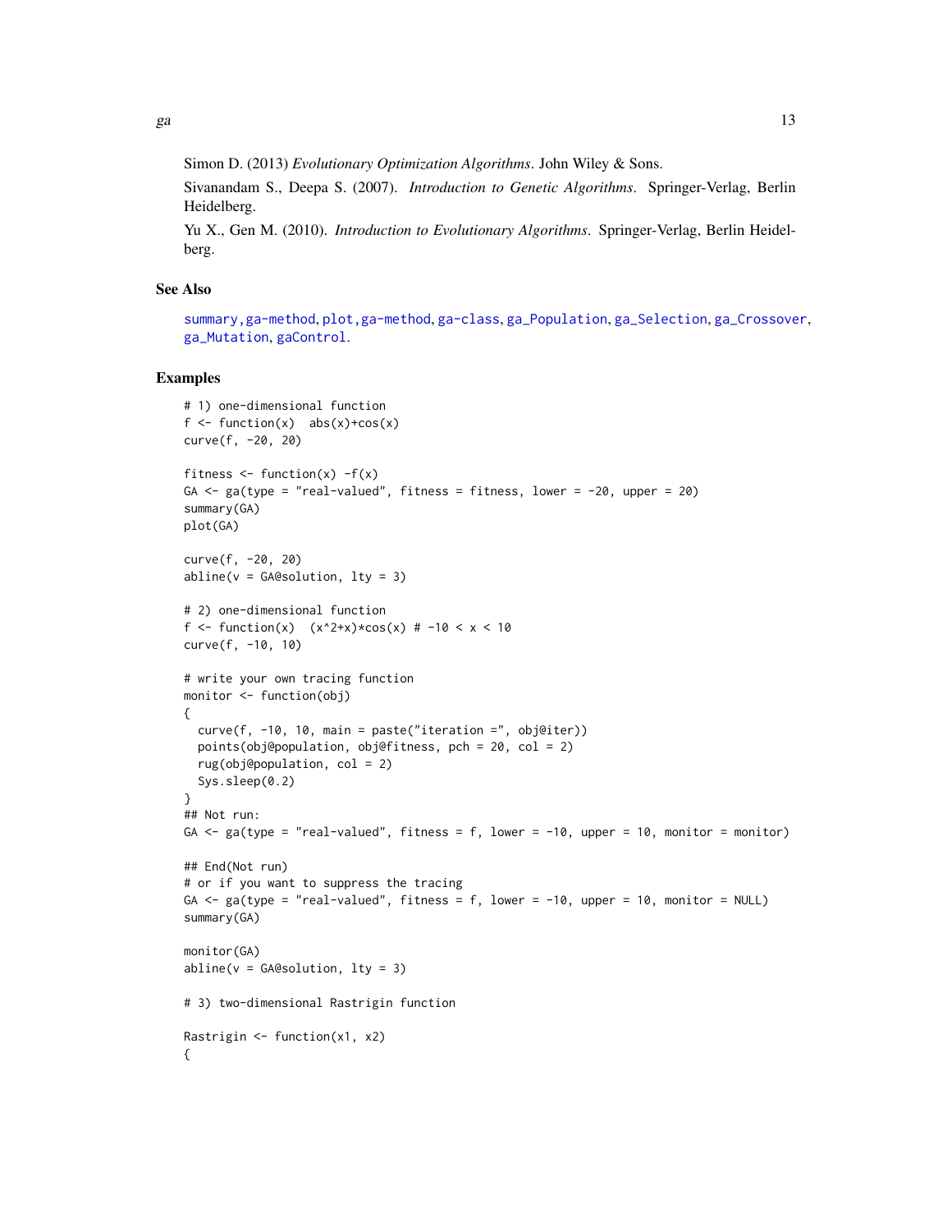Simon D. (2013) *Evolutionary Optimization Algorithms*. John Wiley & Sons.

Sivanandam S., Deepa S. (2007). *Introduction to Genetic Algorithms*. Springer-Verlag, Berlin Heidelberg.

Yu X., Gen M. (2010). *Introduction to Evolutionary Algorithms*. Springer-Verlag, Berlin Heidelberg.

## See Also

summary,ga-method, plot,ga-method, ga-class, ga_Population, ga_Selection, ga_Crossover, ga_Mutation, gaControl.

## Examples

```
# 1) one-dimensional function
f <- function(x)  abs(x)+cos(x)
curve(f, -20, 20)

fitness <- function(x) -f(x)
GA <- ga(type = "real-valued", fitness = fitness, lower = -20, upper = 20)
summary(GA)
plot(GA)

curve(f, -20, 20)
abline(v = GA@solution, lty = 3)

# 2) one-dimensional function
f <- function(x)  (x^2+x)*cos(x) # -10 < x < 10
curve(f, -10, 10)

# write your own tracing function
monitor <- function(obj)
{
  curve(f, -10, 10, main = paste("iteration =", obj@iter))
  points(obj@population, obj@fitness, pch = 20, col = 2)
  rug(obj@population, col = 2)
  Sys.sleep(0.2)
}
## Not run:
GA <- ga(type = "real-valued", fitness = f, lower = -10, upper = 10, monitor = monitor)

## End(Not run)
# or if you want to suppress the tracing
GA <- ga(type = "real-valued", fitness = f, lower = -10, upper = 10, monitor = NULL)
summary(GA)

monitor(GA)
abline(v = GA@solution, lty = 3)

# 3) two-dimensional Rastrigin function

Rastrigin <- function(x1, x2)
{
```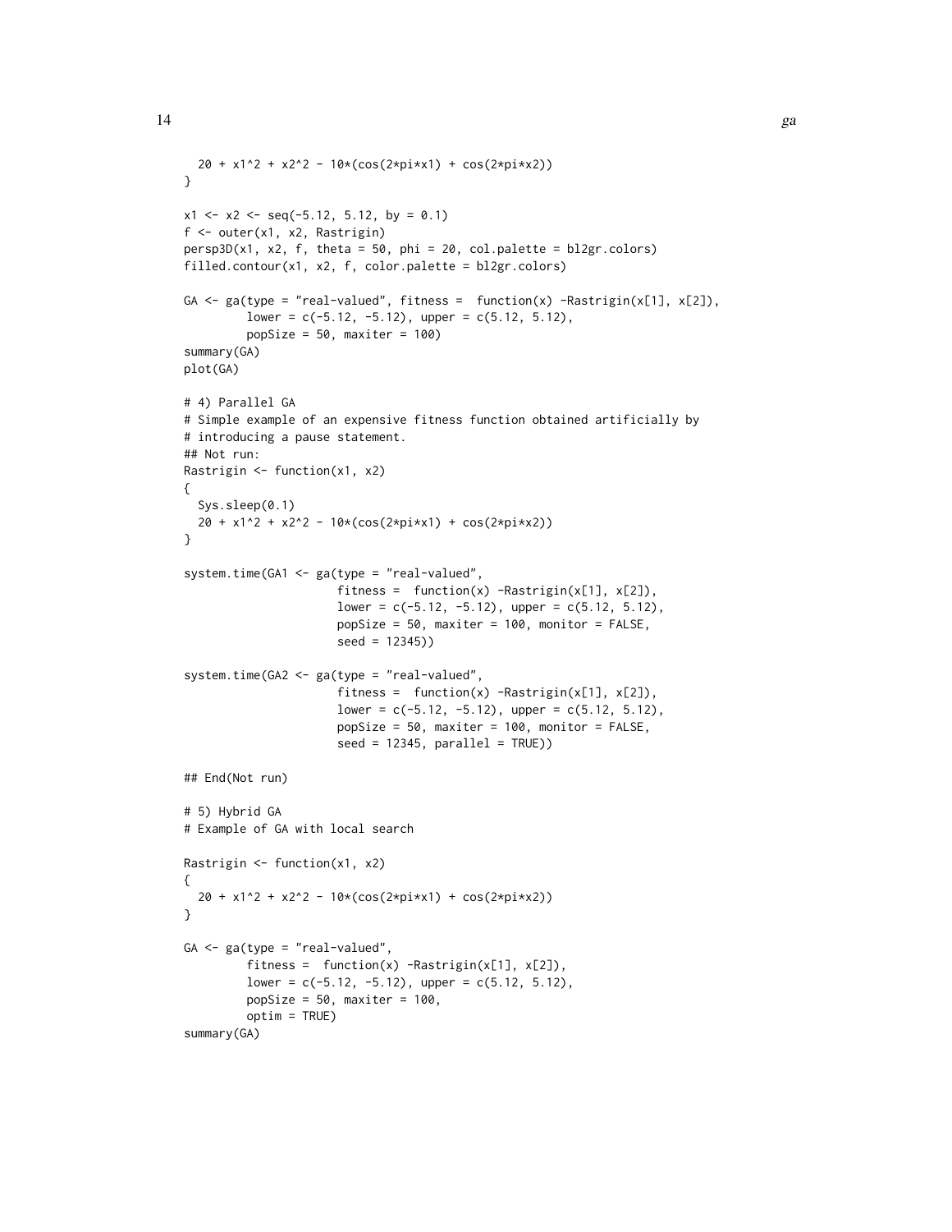```
  20 + x1^2 + x2^2 - 10*(cos(2*pi*x1) + cos(2*pi*x2))
}

x1 <- x2 <- seq(-5.12, 5.12, by = 0.1)
f <- outer(x1, x2, Rastrigin)
persp3D(x1, x2, f, theta = 50, phi = 20, col.palette = bl2gr.colors)
filled.contour(x1, x2, f, color.palette = bl2gr.colors)

GA <- ga(type = "real-valued", fitness =  function(x) -Rastrigin(x[1], x[2]),
         lower = c(-5.12, -5.12), upper = c(5.12, 5.12),
         popSize = 50, maxiter = 100)
summary(GA)
plot(GA)

# 4) Parallel GA
# Simple example of an expensive fitness function obtained artificially by
# introducing a pause statement.
## Not run:
Rastrigin <- function(x1, x2)
{
  Sys.sleep(0.1)
  20 + x1^2 + x2^2 - 10*(cos(2*pi*x1) + cos(2*pi*x2))
}

system.time(GA1 <- ga(type = "real-valued",
                      fitness =  function(x) -Rastrigin(x[1], x[2]),
                      lower = c(-5.12, -5.12), upper = c(5.12, 5.12),
                      popSize = 50, maxiter = 100, monitor = FALSE,
                      seed = 12345))

system.time(GA2 <- ga(type = "real-valued",
                      fitness =  function(x) -Rastrigin(x[1], x[2]),
                      lower = c(-5.12, -5.12), upper = c(5.12, 5.12),
                      popSize = 50, maxiter = 100, monitor = FALSE,
                      seed = 12345, parallel = TRUE))

## End(Not run)

# 5) Hybrid GA
# Example of GA with local search

Rastrigin <- function(x1, x2)
{
  20 + x1^2 + x2^2 - 10*(cos(2*pi*x1) + cos(2*pi*x2))
}

GA <- ga(type = "real-valued",
         fitness =  function(x) -Rastrigin(x[1], x[2]),
         lower = c(-5.12, -5.12), upper = c(5.12, 5.12),
         popSize = 50, maxiter = 100,
         optim = TRUE)
summary(GA)
```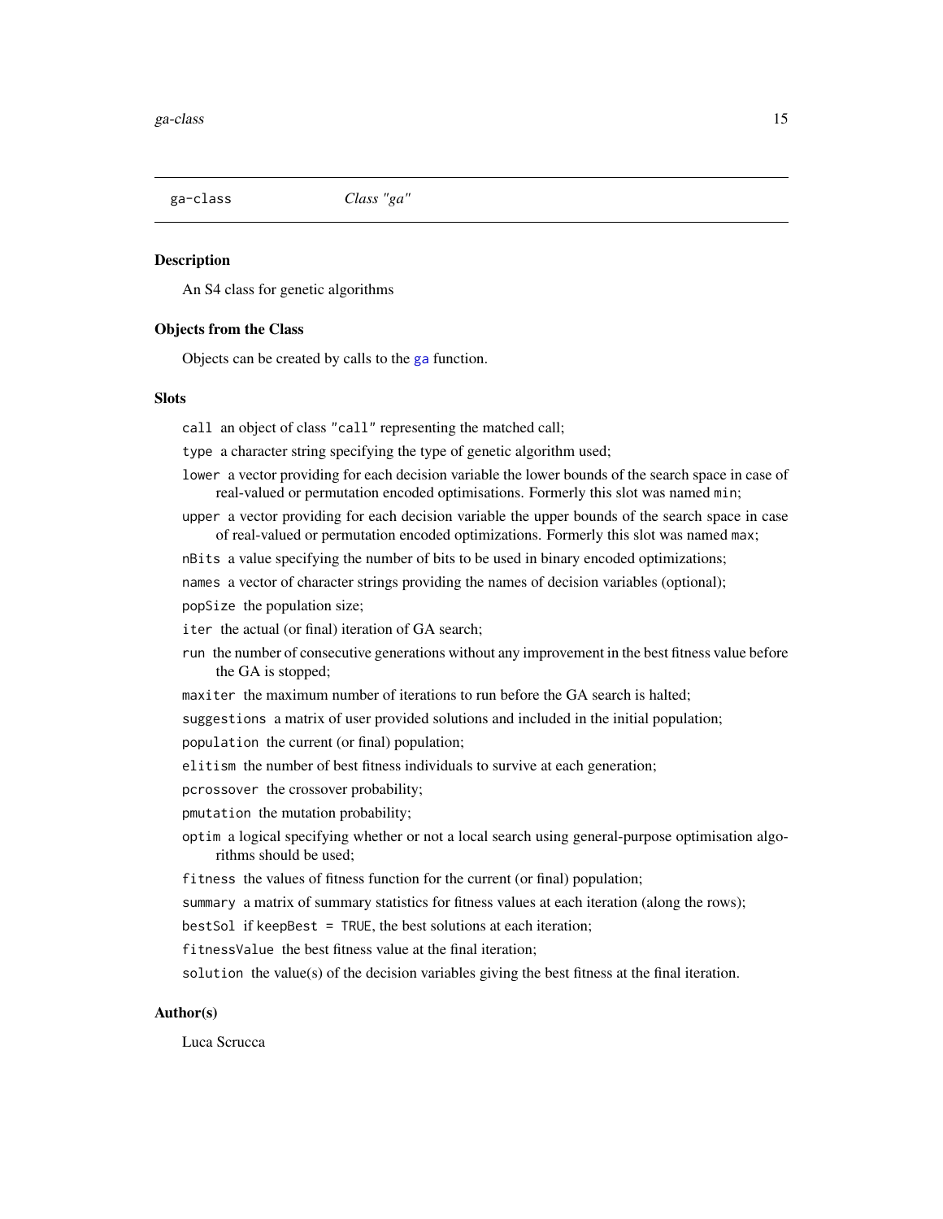ga-class &nbsp;&nbsp;&nbsp;&nbsp; *Class "ga"*

### Description

An S4 class for genetic algorithms

### Objects from the Class

Objects can be created by calls to the `ga` function.

### Slots

- `call` an object of class `"call"` representing the matched call;
- `type` a character string specifying the type of genetic algorithm used;
- `lower` a vector providing for each decision variable the lower bounds of the search space in case of real-valued or permutation encoded optimisations. Formerly this slot was named `min`;
- `upper` a vector providing for each decision variable the upper bounds of the search space in case of real-valued or permutation encoded optimizations. Formerly this slot was named `max`;
- `nBits` a value specifying the number of bits to be used in binary encoded optimizations;
- `names` a vector of character strings providing the names of decision variables (optional);
- `popSize` the population size;
- `iter` the actual (or final) iteration of GA search;
- `run` the number of consecutive generations without any improvement in the best fitness value before the GA is stopped;
- `maxiter` the maximum number of iterations to run before the GA search is halted;
- `suggestions` a matrix of user provided solutions and included in the initial population;
- `population` the current (or final) population;
- `elitism` the number of best fitness individuals to survive at each generation;
- `pcrossover` the crossover probability;
- `pmutation` the mutation probability;
- `optim` a logical specifying whether or not a local search using general-purpose optimisation algorithms should be used;
- `fitness` the values of fitness function for the current (or final) population;
- `summary` a matrix of summary statistics for fitness values at each iteration (along the rows);
- `bestSol` if `keepBest = TRUE`, the best solutions at each iteration;
- `fitnessValue` the best fitness value at the final iteration;
- `solution` the value(s) of the decision variables giving the best fitness at the final iteration.

### Author(s)

Luca Scrucca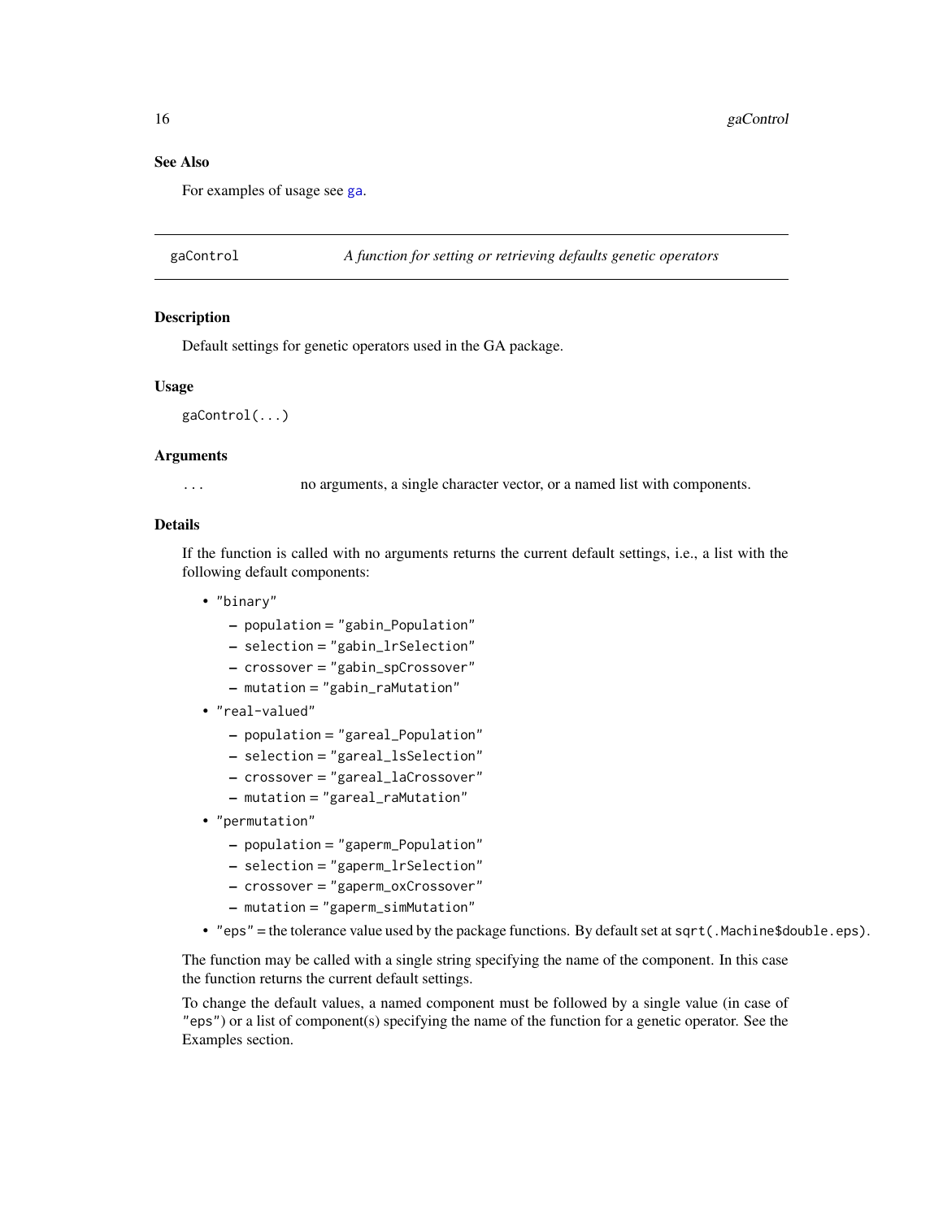## See Also

For examples of usage see `ga`.

---

# gaControl — *A function for setting or retrieving defaults genetic operators*

## Description

Default settings for genetic operators used in the GA package.

## Usage

```
gaControl(...)
```

## Arguments

`...` no arguments, a single character vector, or a named list with components.

## Details

If the function is called with no arguments returns the current default settings, i.e., a list with the following default components:

- `"binary"`
  - `population = "gabin_Population"`
  - `selection = "gabin_lrSelection"`
  - `crossover = "gabin_spCrossover"`
  - `mutation = "gabin_raMutation"`
- `"real-valued"`
  - `population = "gareal_Population"`
  - `selection = "gareal_lsSelection"`
  - `crossover = "gareal_laCrossover"`
  - `mutation = "gareal_raMutation"`
- `"permutation"`
  - `population = "gaperm_Population"`
  - `selection = "gaperm_lrSelection"`
  - `crossover = "gaperm_oxCrossover"`
  - `mutation = "gaperm_simMutation"`
- `"eps"` = the tolerance value used by the package functions. By default set at `sqrt(.Machine$double.eps)`.

The function may be called with a single string specifying the name of the component. In this case the function returns the current default settings.

To change the default values, a named component must be followed by a single value (in case of `"eps"`) or a list of component(s) specifying the name of the function for a genetic operator. See the Examples section.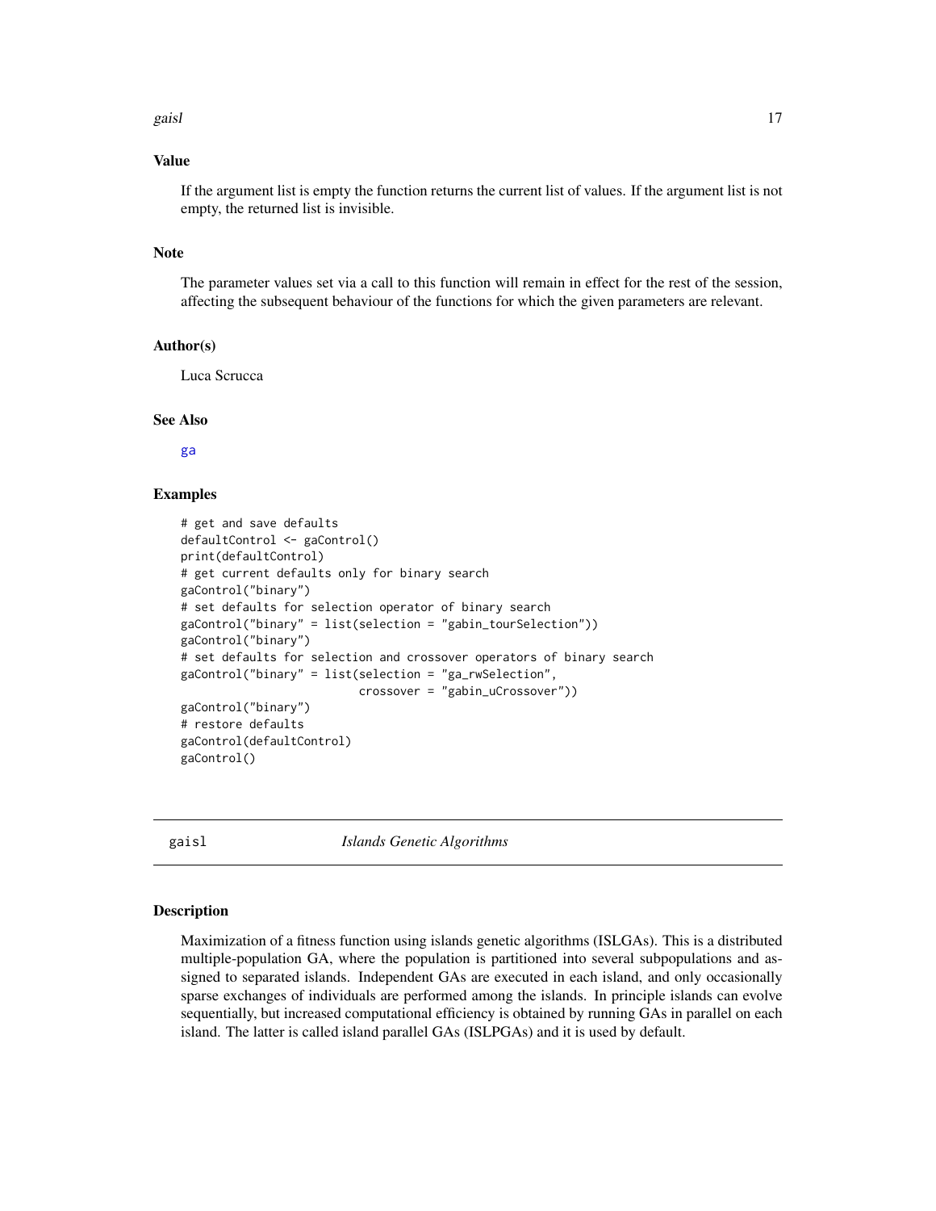### Value

If the argument list is empty the function returns the current list of values. If the argument list is not empty, the returned list is invisible.

### Note

The parameter values set via a call to this function will remain in effect for the rest of the session, affecting the subsequent behaviour of the functions for which the given parameters are relevant.

### Author(s)

Luca Scrucca

### See Also

ga

### Examples

```
# get and save defaults
defaultControl <- gaControl()
print(defaultControl)
# get current defaults only for binary search
gaControl("binary")
# set defaults for selection operator of binary search
gaControl("binary" = list(selection = "gabin_tourSelection"))
gaControl("binary")
# set defaults for selection and crossover operators of binary search
gaControl("binary" = list(selection = "ga_rwSelection",
                          crossover = "gabin_uCrossover"))
gaControl("binary")
# restore defaults
gaControl(defaultControl)
gaControl()
```

---

## gaisl — *Islands Genetic Algorithms*

### Description

Maximization of a fitness function using islands genetic algorithms (ISLGAs). This is a distributed multiple-population GA, where the population is partitioned into several subpopulations and assigned to separated islands. Independent GAs are executed in each island, and only occasionally sparse exchanges of individuals are performed among the islands. In principle islands can evolve sequentially, but increased computational efficiency is obtained by running GAs in parallel on each island. The latter is called island parallel GAs (ISLPGAs) and it is used by default.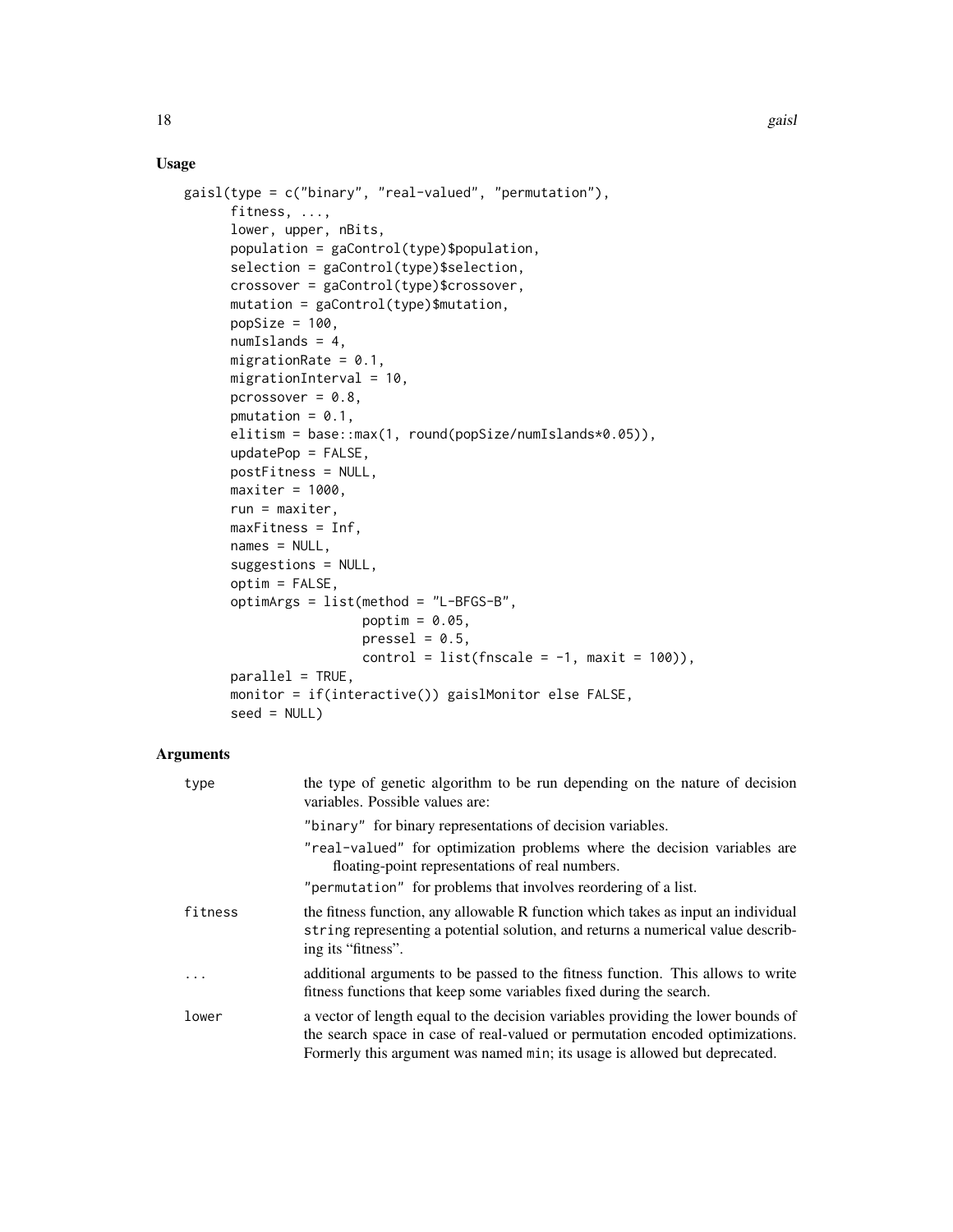## Usage

```
gaisl(type = c("binary", "real-valued", "permutation"),
      fitness, ...,
      lower, upper, nBits,
      population = gaControl(type)$population,
      selection = gaControl(type)$selection,
      crossover = gaControl(type)$crossover,
      mutation = gaControl(type)$mutation,
      popSize = 100,
      numIslands = 4,
      migrationRate = 0.1,
      migrationInterval = 10,
      pcrossover = 0.8,
      pmutation = 0.1,
      elitism = base::max(1, round(popSize/numIslands*0.05)),
      updatePop = FALSE,
      postFitness = NULL,
      maxiter = 1000,
      run = maxiter,
      maxFitness = Inf,
      names = NULL,
      suggestions = NULL,
      optim = FALSE,
      optimArgs = list(method = "L-BFGS-B",
                       poptim = 0.05,
                       pressel = 0.5,
                       control = list(fnscale = -1, maxit = 100)),
      parallel = TRUE,
      monitor = if(interactive()) gaislMonitor else FALSE,
      seed = NULL)
```

## Arguments

| | |
|---|---|
| `type` | the type of genetic algorithm to be run depending on the nature of decision variables. Possible values are:<br>`"binary"` for binary representations of decision variables.<br>`"real-valued"` for optimization problems where the decision variables are floating-point representations of real numbers.<br>`"permutation"` for problems that involves reordering of a list. |
| `fitness` | the fitness function, any allowable R function which takes as input an individual `string` representing a potential solution, and returns a numerical value describing its "fitness". |
| `...` | additional arguments to be passed to the fitness function. This allows to write fitness functions that keep some variables fixed during the search. |
| `lower` | a vector of length equal to the decision variables providing the lower bounds of the search space in case of real-valued or permutation encoded optimizations. Formerly this argument was named `min`; its usage is allowed but deprecated. |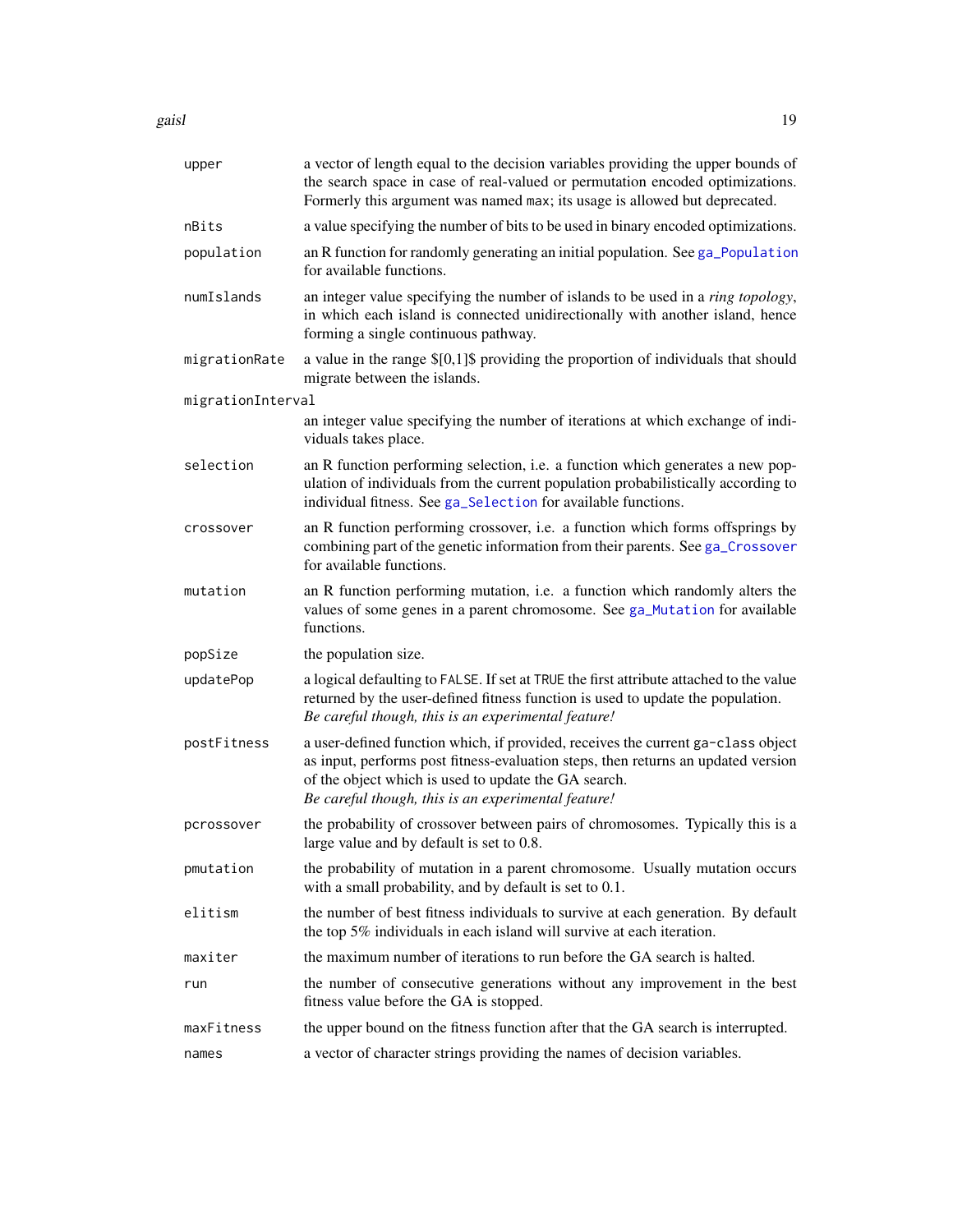| | |
|---|---|
| `upper` | a vector of length equal to the decision variables providing the upper bounds of the search space in case of real-valued or permutation encoded optimizations. Formerly this argument was named `max`; its usage is allowed but deprecated. |
| `nBits` | a value specifying the number of bits to be used in binary encoded optimizations. |
| `population` | an R function for randomly generating an initial population. See `ga_Population` for available functions. |
| `numIslands` | an integer value specifying the number of islands to be used in a *ring topology*, in which each island is connected unidirectionally with another island, hence forming a single continuous pathway. |
| `migrationRate` | a value in the range $[0,1]$ providing the proportion of individuals that should migrate between the islands. |
| `migrationInterval` | an integer value specifying the number of iterations at which exchange of individuals takes place. |
| `selection` | an R function performing selection, i.e. a function which generates a new population of individuals from the current population probabilistically according to individual fitness. See `ga_Selection` for available functions. |
| `crossover` | an R function performing crossover, i.e. a function which forms offsprings by combining part of the genetic information from their parents. See `ga_Crossover` for available functions. |
| `mutation` | an R function performing mutation, i.e. a function which randomly alters the values of some genes in a parent chromosome. See `ga_Mutation` for available functions. |
| `popSize` | the population size. |
| `updatePop` | a logical defaulting to `FALSE`. If set at `TRUE` the first attribute attached to the value returned by the user-defined fitness function is used to update the population. *Be careful though, this is an experimental feature!* |
| `postFitness` | a user-defined function which, if provided, receives the current `ga-class` object as input, performs post fitness-evaluation steps, then returns an updated version of the object which is used to update the GA search. *Be careful though, this is an experimental feature!* |
| `pcrossover` | the probability of crossover between pairs of chromosomes. Typically this is a large value and by default is set to 0.8. |
| `pmutation` | the probability of mutation in a parent chromosome. Usually mutation occurs with a small probability, and by default is set to 0.1. |
| `elitism` | the number of best fitness individuals to survive at each generation. By default the top 5% individuals in each island will survive at each iteration. |
| `maxiter` | the maximum number of iterations to run before the GA search is halted. |
| `run` | the number of consecutive generations without any improvement in the best fitness value before the GA is stopped. |
| `maxFitness` | the upper bound on the fitness function after that the GA search is interrupted. |
| `names` | a vector of character strings providing the names of decision variables. |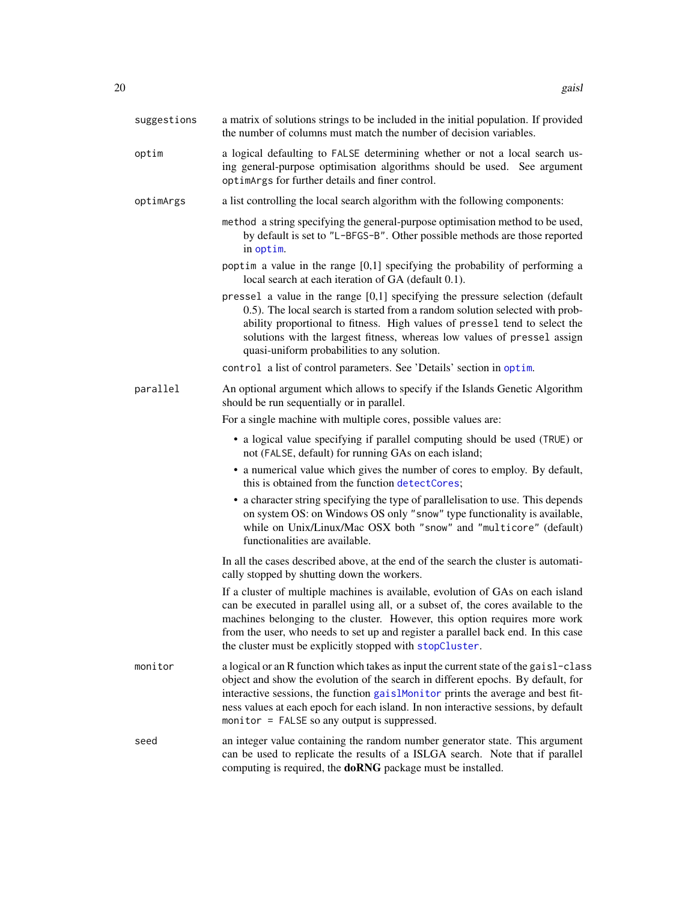**suggestions** a matrix of solutions strings to be included in the initial population. If provided the number of columns must match the number of decision variables.

**optim** a logical defaulting to `FALSE` determining whether or not a local search using general-purpose optimisation algorithms should be used. See argument `optimArgs` for further details and finer control.

**optimArgs** a list controlling the local search algorithm with the following components:

- `method` a string specifying the general-purpose optimisation method to be used, by default is set to `"L-BFGS-B"`. Other possible methods are those reported in `optim`.
- `poptim` a value in the range [0,1] specifying the probability of performing a local search at each iteration of GA (default 0.1).
- `pressel` a value in the range [0,1] specifying the pressure selection (default 0.5). The local search is started from a random solution selected with probability proportional to fitness. High values of `pressel` tend to select the solutions with the largest fitness, whereas low values of `pressel` assign quasi-uniform probabilities to any solution.
- `control` a list of control parameters. See 'Details' section in `optim`.

**parallel** An optional argument which allows to specify if the Islands Genetic Algorithm should be run sequentially or in parallel.

For a single machine with multiple cores, possible values are:

- a logical value specifying if parallel computing should be used (`TRUE`) or not (`FALSE`, default) for running GAs on each island;
- a numerical value which gives the number of cores to employ. By default, this is obtained from the function `detectCores`;
- a character string specifying the type of parallelisation to use. This depends on system OS: on Windows OS only `"snow"` type functionality is available, while on Unix/Linux/Mac OSX both `"snow"` and `"multicore"` (default) functionalities are available.

In all the cases described above, at the end of the search the cluster is automatically stopped by shutting down the workers.

If a cluster of multiple machines is available, evolution of GAs on each island can be executed in parallel using all, or a subset of, the cores available to the machines belonging to the cluster. However, this option requires more work from the user, who needs to set up and register a parallel back end. In this case the cluster must be explicitly stopped with `stopCluster`.

**monitor** a logical or an R function which takes as input the current state of the `gaisl-class` object and show the evolution of the search in different epochs. By default, for interactive sessions, the function `gaislMonitor` prints the average and best fitness values at each epoch for each island. In non interactive sessions, by default `monitor = FALSE` so any output is suppressed.

**seed** an integer value containing the random number generator state. This argument can be used to replicate the results of a ISLGA search. Note that if parallel computing is required, the **doRNG** package must be installed.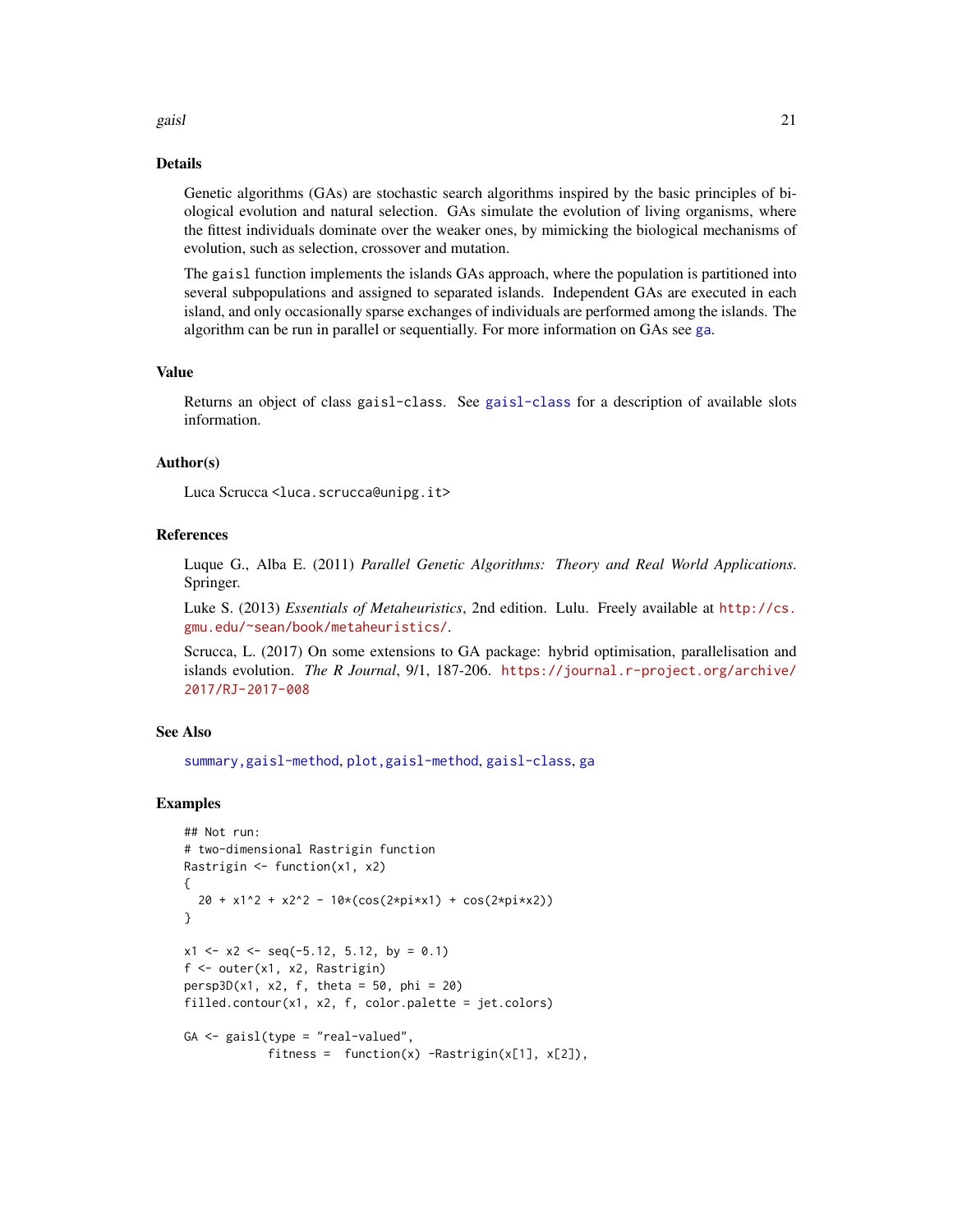## Details

Genetic algorithms (GAs) are stochastic search algorithms inspired by the basic principles of biological evolution and natural selection. GAs simulate the evolution of living organisms, where the fittest individuals dominate over the weaker ones, by mimicking the biological mechanisms of evolution, such as selection, crossover and mutation.

The `gaisl` function implements the islands GAs approach, where the population is partitioned into several subpopulations and assigned to separated islands. Independent GAs are executed in each island, and only occasionally sparse exchanges of individuals are performed among the islands. The algorithm can be run in parallel or sequentially. For more information on GAs see `ga`.

## Value

Returns an object of class `gaisl-class`. See `gaisl-class` for a description of available slots information.

## Author(s)

Luca Scrucca <luca.scrucca@unipg.it>

## References

Luque G., Alba E. (2011) *Parallel Genetic Algorithms: Theory and Real World Applications*. Springer.

Luke S. (2013) *Essentials of Metaheuristics*, 2nd edition. Lulu. Freely available at http://cs.gmu.edu/~sean/book/metaheuristics/.

Scrucca, L. (2017) On some extensions to GA package: hybrid optimisation, parallelisation and islands evolution. *The R Journal*, 9/1, 187-206. https://journal.r-project.org/archive/2017/RJ-2017-008

## See Also

`summary,gaisl-method`, `plot,gaisl-method`, `gaisl-class`, `ga`

## Examples

```
## Not run:
# two-dimensional Rastrigin function
Rastrigin <- function(x1, x2)
{
  20 + x1^2 + x2^2 - 10*(cos(2*pi*x1) + cos(2*pi*x2))
}

x1 <- x2 <- seq(-5.12, 5.12, by = 0.1)
f <- outer(x1, x2, Rastrigin)
persp3D(x1, x2, f, theta = 50, phi = 20)
filled.contour(x1, x2, f, color.palette = jet.colors)

GA <- gaisl(type = "real-valued",
            fitness =  function(x) -Rastrigin(x[1], x[2]),
```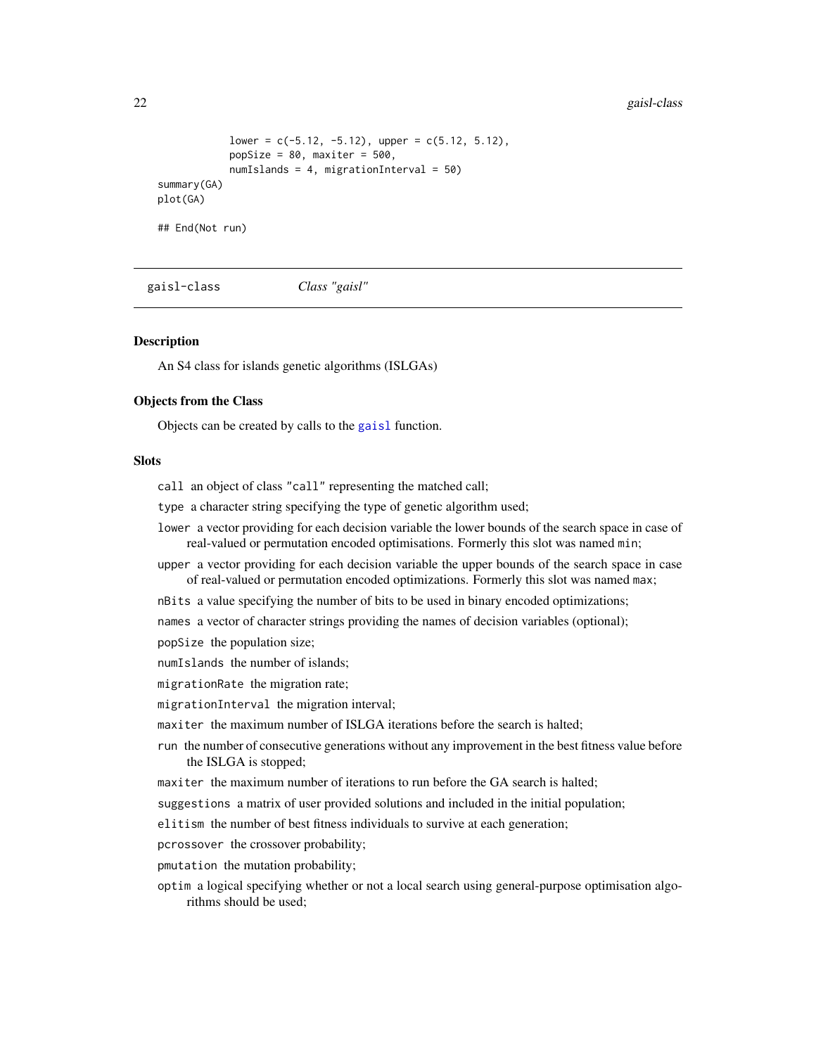```
            lower = c(-5.12, -5.12), upper = c(5.12, 5.12),
            popSize = 80, maxiter = 500,
            numIslands = 4, migrationInterval = 50)
summary(GA)
plot(GA)

## End(Not run)
```

## gaisl-class *Class "gaisl"*

### Description

An S4 class for islands genetic algorithms (ISLGAs)

### Objects from the Class

Objects can be created by calls to the `gaisl` function.

### Slots

- `call` an object of class `"call"` representing the matched call;
- `type` a character string specifying the type of genetic algorithm used;
- `lower` a vector providing for each decision variable the lower bounds of the search space in case of real-valued or permutation encoded optimisations. Formerly this slot was named `min`;
- `upper` a vector providing for each decision variable the upper bounds of the search space in case of real-valued or permutation encoded optimizations. Formerly this slot was named `max`;
- `nBits` a value specifying the number of bits to be used in binary encoded optimizations;
- `names` a vector of character strings providing the names of decision variables (optional);
- `popSize` the population size;
- `numIslands` the number of islands;
- `migrationRate` the migration rate;
- `migrationInterval` the migration interval;
- `maxiter` the maximum number of ISLGA iterations before the search is halted;
- `run` the number of consecutive generations without any improvement in the best fitness value before the ISLGA is stopped;
- `maxiter` the maximum number of iterations to run before the GA search is halted;
- `suggestions` a matrix of user provided solutions and included in the initial population;
- `elitism` the number of best fitness individuals to survive at each generation;
- `pcrossover` the crossover probability;
- `pmutation` the mutation probability;
- `optim` a logical specifying whether or not a local search using general-purpose optimisation algorithms should be used;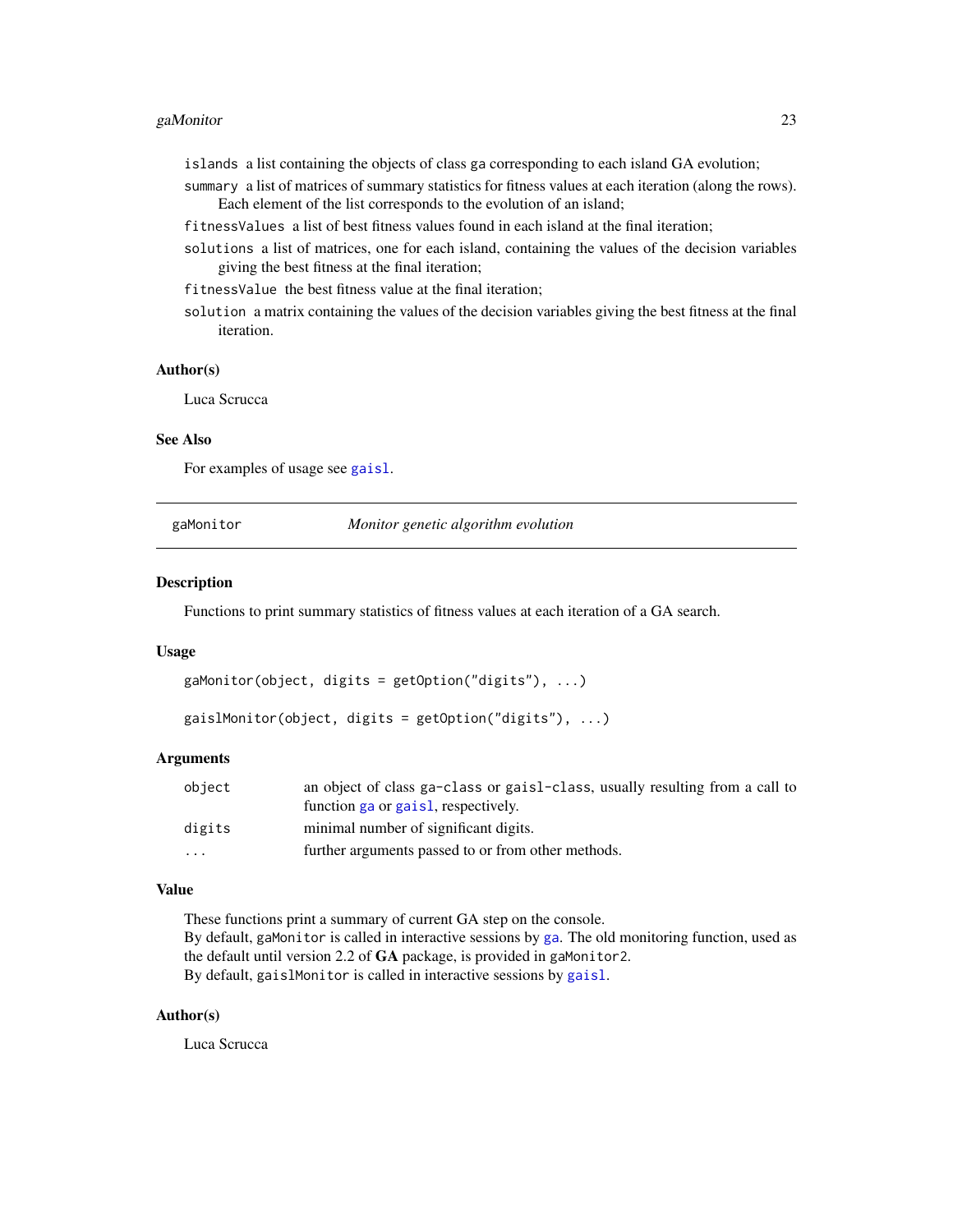`islands` a list containing the objects of class `ga` corresponding to each island GA evolution;

`summary` a list of matrices of summary statistics for fitness values at each iteration (along the rows). Each element of the list corresponds to the evolution of an island;

`fitnessValues` a list of best fitness values found in each island at the final iteration;

`solutions` a list of matrices, one for each island, containing the values of the decision variables giving the best fitness at the final iteration;

`fitnessValue` the best fitness value at the final iteration;

`solution` a matrix containing the values of the decision variables giving the best fitness at the final iteration.

### Author(s)

Luca Scrucca

### See Also

For examples of usage see `gaisl`.

---

## gaMonitor — *Monitor genetic algorithm evolution*

### Description

Functions to print summary statistics of fitness values at each iteration of a GA search.

### Usage

```
gaMonitor(object, digits = getOption("digits"), ...)

gaislMonitor(object, digits = getOption("digits"), ...)
```

### Arguments

| | |
|---|---|
| `object` | an object of class `ga-class` or `gaisl-class`, usually resulting from a call to function `ga` or `gaisl`, respectively. |
| `digits` | minimal number of significant digits. |
| `...` | further arguments passed to or from other methods. |

### Value

These functions print a summary of current GA step on the console.
By default, `gaMonitor` is called in interactive sessions by `ga`. The old monitoring function, used as the default until version 2.2 of **GA** package, is provided in `gaMonitor2`.
By default, `gaislMonitor` is called in interactive sessions by `gaisl`.

### Author(s)

Luca Scrucca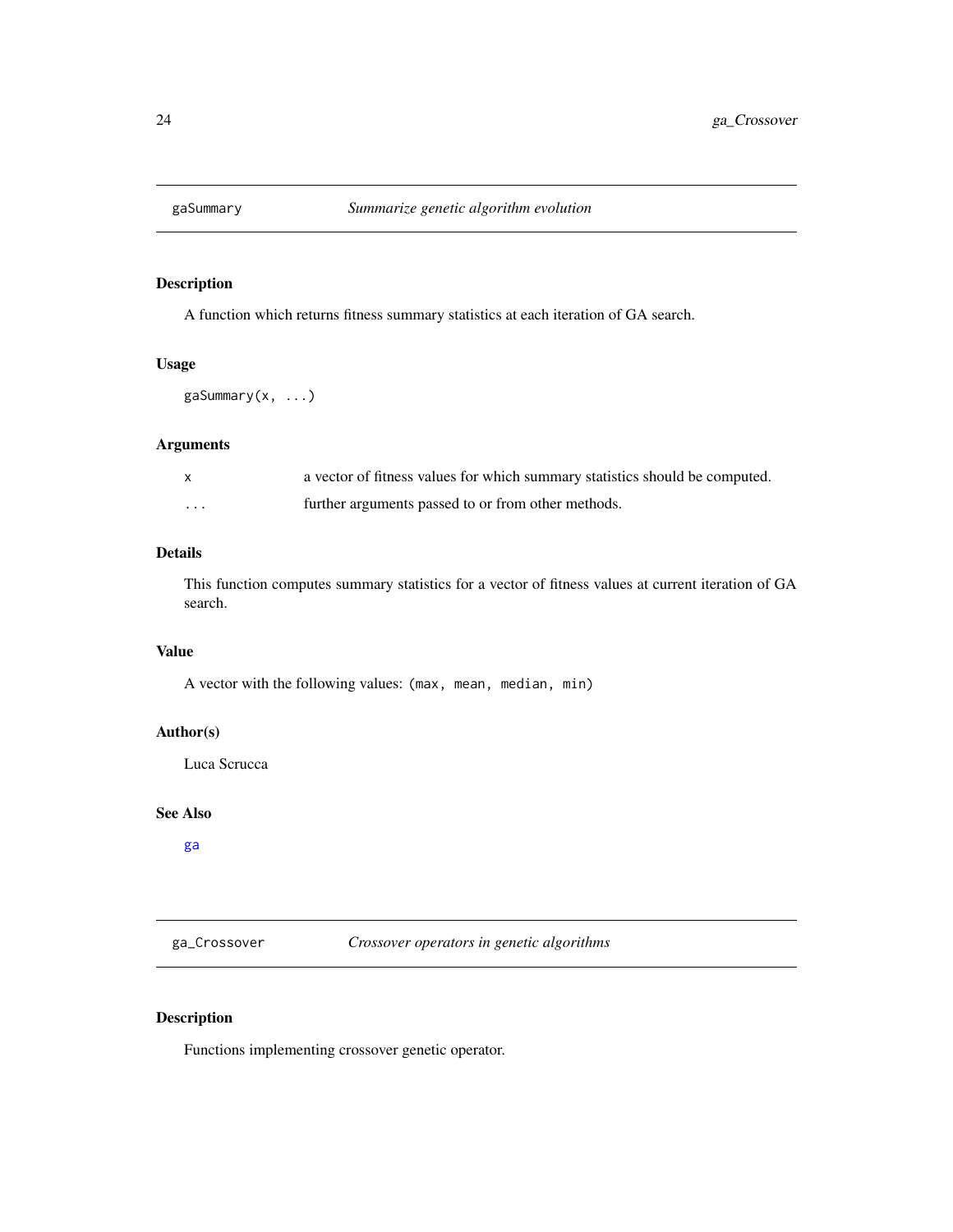## gaSummary *Summarize genetic algorithm evolution*

### Description

A function which returns fitness summary statistics at each iteration of GA search.

### Usage

```
gaSummary(x, ...)
```

### Arguments

| | |
|---|---|
| `x` | a vector of fitness values for which summary statistics should be computed. |
| `...` | further arguments passed to or from other methods. |

### Details

This function computes summary statistics for a vector of fitness values at current iteration of GA search.

### Value

A vector with the following values: `(max, mean, median, min)`

### Author(s)

Luca Scrucca

### See Also

`ga`

## ga_Crossover *Crossover operators in genetic algorithms*

### Description

Functions implementing crossover genetic operator.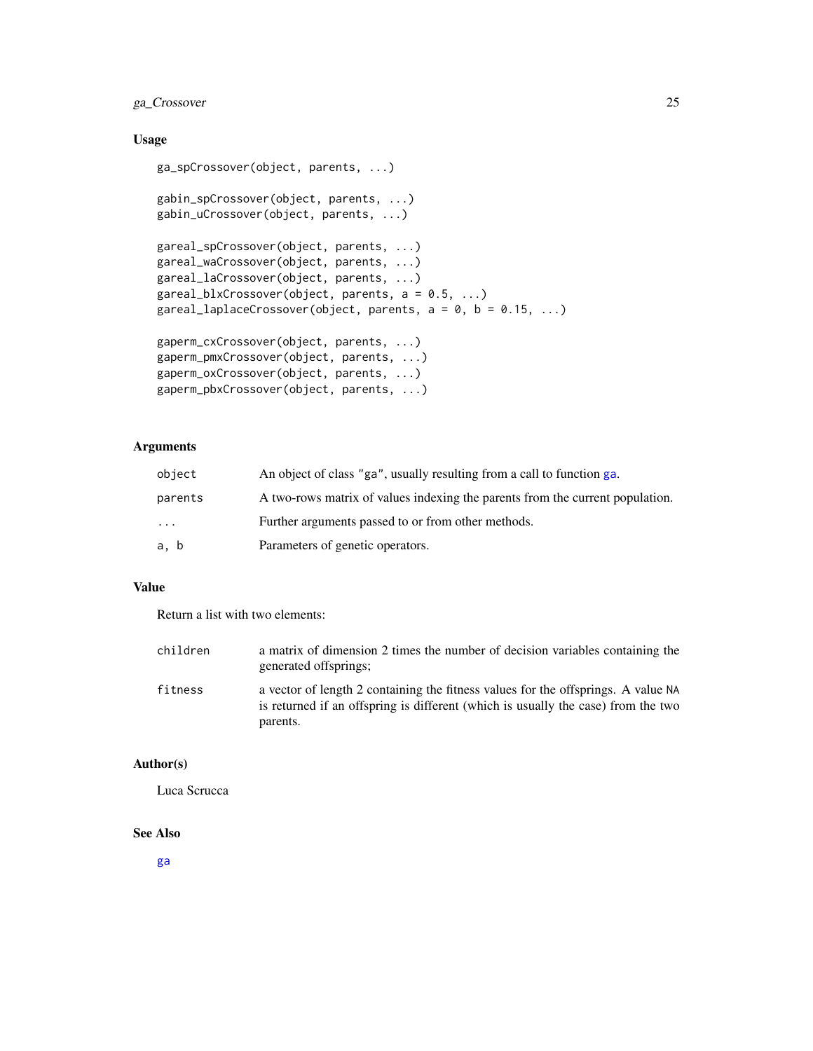## Usage

```
ga_spCrossover(object, parents, ...)

gabin_spCrossover(object, parents, ...)
gabin_uCrossover(object, parents, ...)

gareal_spCrossover(object, parents, ...)
gareal_waCrossover(object, parents, ...)
gareal_laCrossover(object, parents, ...)
gareal_blxCrossover(object, parents, a = 0.5, ...)
gareal_laplaceCrossover(object, parents, a = 0, b = 0.15, ...)

gaperm_cxCrossover(object, parents, ...)
gaperm_pmxCrossover(object, parents, ...)
gaperm_oxCrossover(object, parents, ...)
gaperm_pbxCrossover(object, parents, ...)
```

## Arguments

| | |
|---|---|
| `object` | An object of class "ga", usually resulting from a call to function `ga`. |
| `parents` | A two-rows matrix of values indexing the parents from the current population. |
| `...` | Further arguments passed to or from other methods. |
| `a, b` | Parameters of genetic operators. |

## Value

Return a list with two elements:

| | |
|---|---|
| `children` | a matrix of dimension 2 times the number of decision variables containing the generated offsprings; |
| `fitness` | a vector of length 2 containing the fitness values for the offsprings. A value `NA` is returned if an offspring is different (which is usually the case) from the two parents. |

## Author(s)

Luca Scrucca

## See Also

`ga`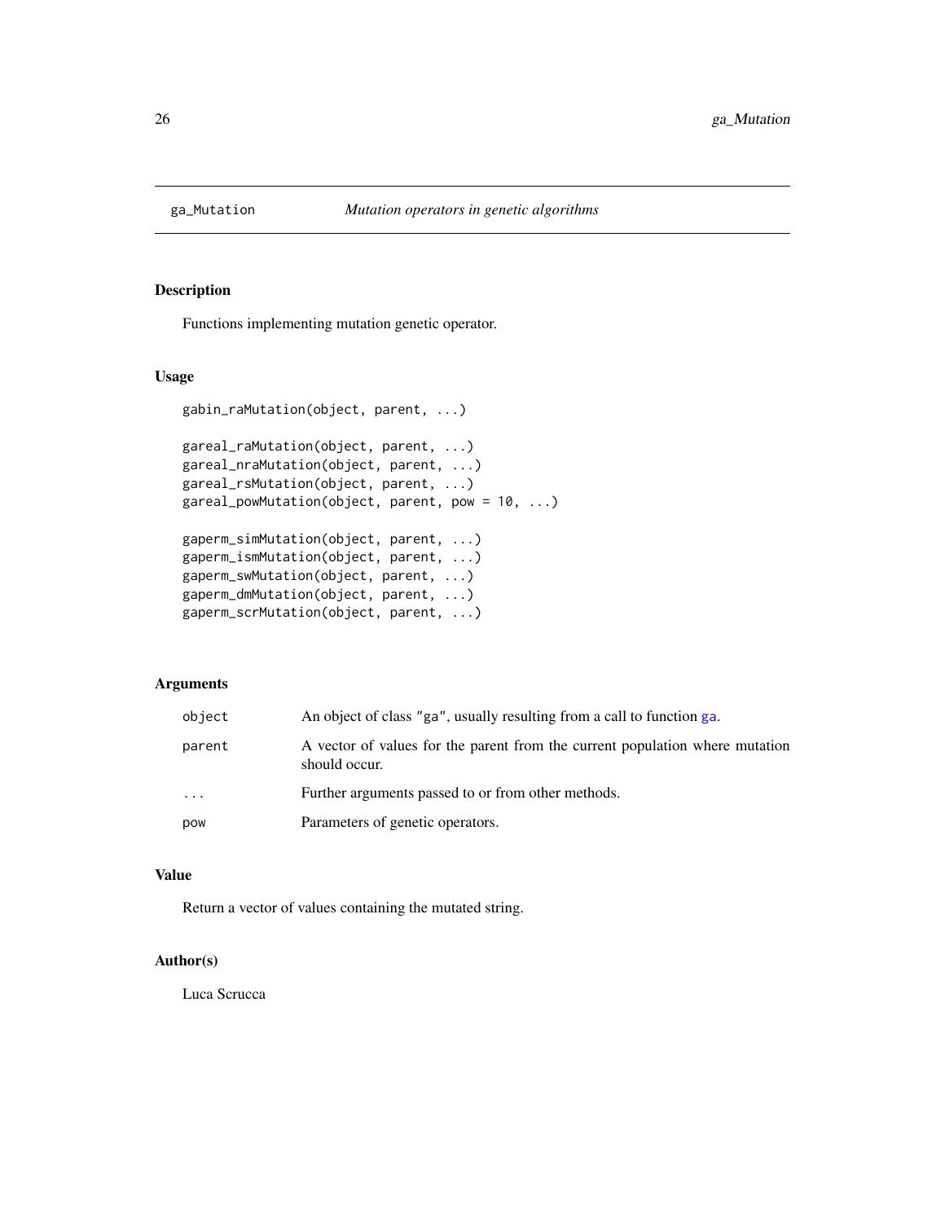# ga_Mutation — *Mutation operators in genetic algorithms*

## Description

Functions implementing mutation genetic operator.

## Usage

```
gabin_raMutation(object, parent, ...)

gareal_raMutation(object, parent, ...)
gareal_nraMutation(object, parent, ...)
gareal_rsMutation(object, parent, ...)
gareal_powMutation(object, parent, pow = 10, ...)

gaperm_simMutation(object, parent, ...)
gaperm_ismMutation(object, parent, ...)
gaperm_swMutation(object, parent, ...)
gaperm_dmMutation(object, parent, ...)
gaperm_scrMutation(object, parent, ...)
```

## Arguments

| | |
|---|---|
| `object` | An object of class `"ga"`, usually resulting from a call to function `ga`. |
| `parent` | A vector of values for the parent from the current population where mutation should occur. |
| `...` | Further arguments passed to or from other methods. |
| `pow` | Parameters of genetic operators. |

## Value

Return a vector of values containing the mutated string.

## Author(s)

Luca Scrucca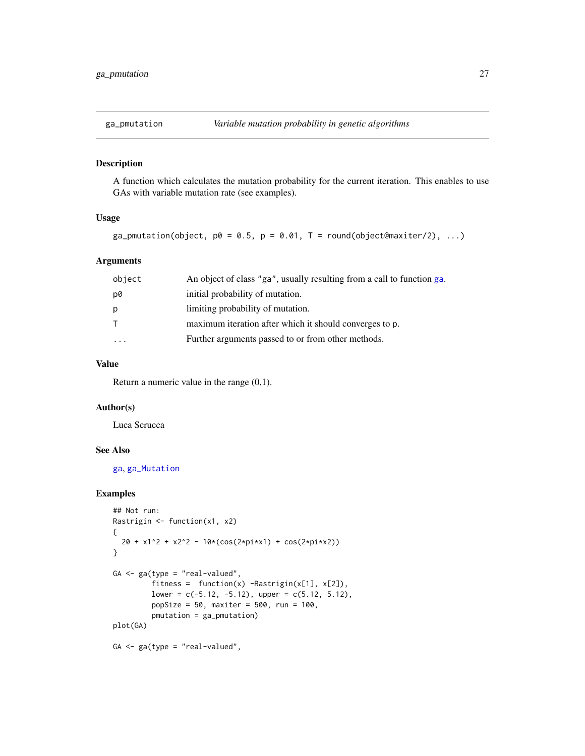ga_pmutation *Variable mutation probability in genetic algorithms*

## Description

A function which calculates the mutation probability for the current iteration. This enables to use GAs with variable mutation rate (see examples).

## Usage

```
ga_pmutation(object, p0 = 0.5, p = 0.01, T = round(object@maxiter/2), ...)
```

## Arguments

| | |
|---|---|
| `object` | An object of class "ga", usually resulting from a call to function `ga`. |
| `p0` | initial probability of mutation. |
| `p` | limiting probability of mutation. |
| `T` | maximum iteration after which it should converges to p. |
| `...` | Further arguments passed to or from other methods. |

## Value

Return a numeric value in the range (0,1).

## Author(s)

Luca Scrucca

## See Also

`ga`, `ga_Mutation`

## Examples

```
## Not run:
Rastrigin <- function(x1, x2)
{
  20 + x1^2 + x2^2 - 10*(cos(2*pi*x1) + cos(2*pi*x2))
}

GA <- ga(type = "real-valued",
         fitness =  function(x) -Rastrigin(x[1], x[2]),
         lower = c(-5.12, -5.12), upper = c(5.12, 5.12),
         popSize = 50, maxiter = 500, run = 100,
         pmutation = ga_pmutation)
plot(GA)

GA <- ga(type = "real-valued",
```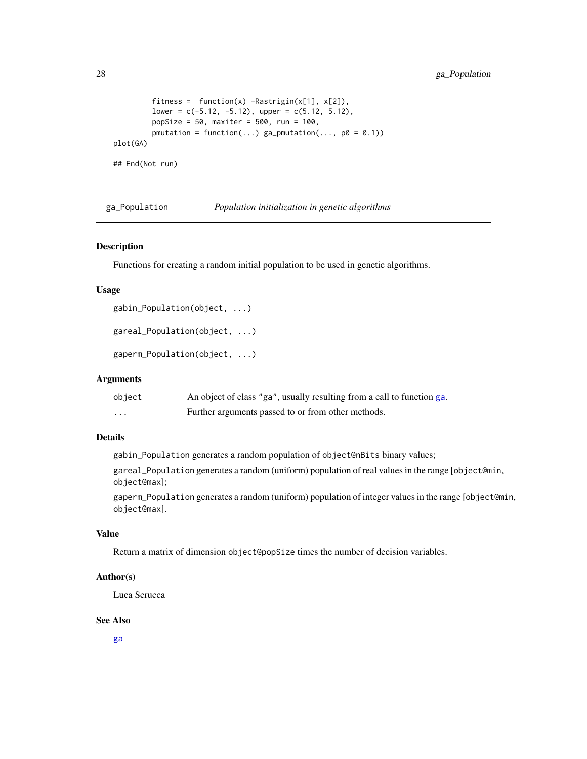```
         fitness =  function(x) -Rastrigin(x[1], x[2]),
         lower = c(-5.12, -5.12), upper = c(5.12, 5.12),
         popSize = 50, maxiter = 500, run = 100,
         pmutation = function(...) ga_pmutation(..., p0 = 0.1))
plot(GA)

## End(Not run)
```

## ga_Population — *Population initialization in genetic algorithms*

### Description

Functions for creating a random initial population to be used in genetic algorithms.

### Usage

```
gabin_Population(object, ...)

gareal_Population(object, ...)

gaperm_Population(object, ...)
```

### Arguments

| | |
|---|---|
| object | An object of class "ga", usually resulting from a call to function ga. |
| ... | Further arguments passed to or from other methods. |

### Details

`gabin_Population` generates a random population of `object@nBits` binary values;

`gareal_Population` generates a random (uniform) population of real values in the range [`object@min`, `object@max`];

`gaperm_Population` generates a random (uniform) population of integer values in the range [`object@min`, `object@max`].

### Value

Return a matrix of dimension `object@popSize` times the number of decision variables.

### Author(s)

Luca Scrucca

### See Also

ga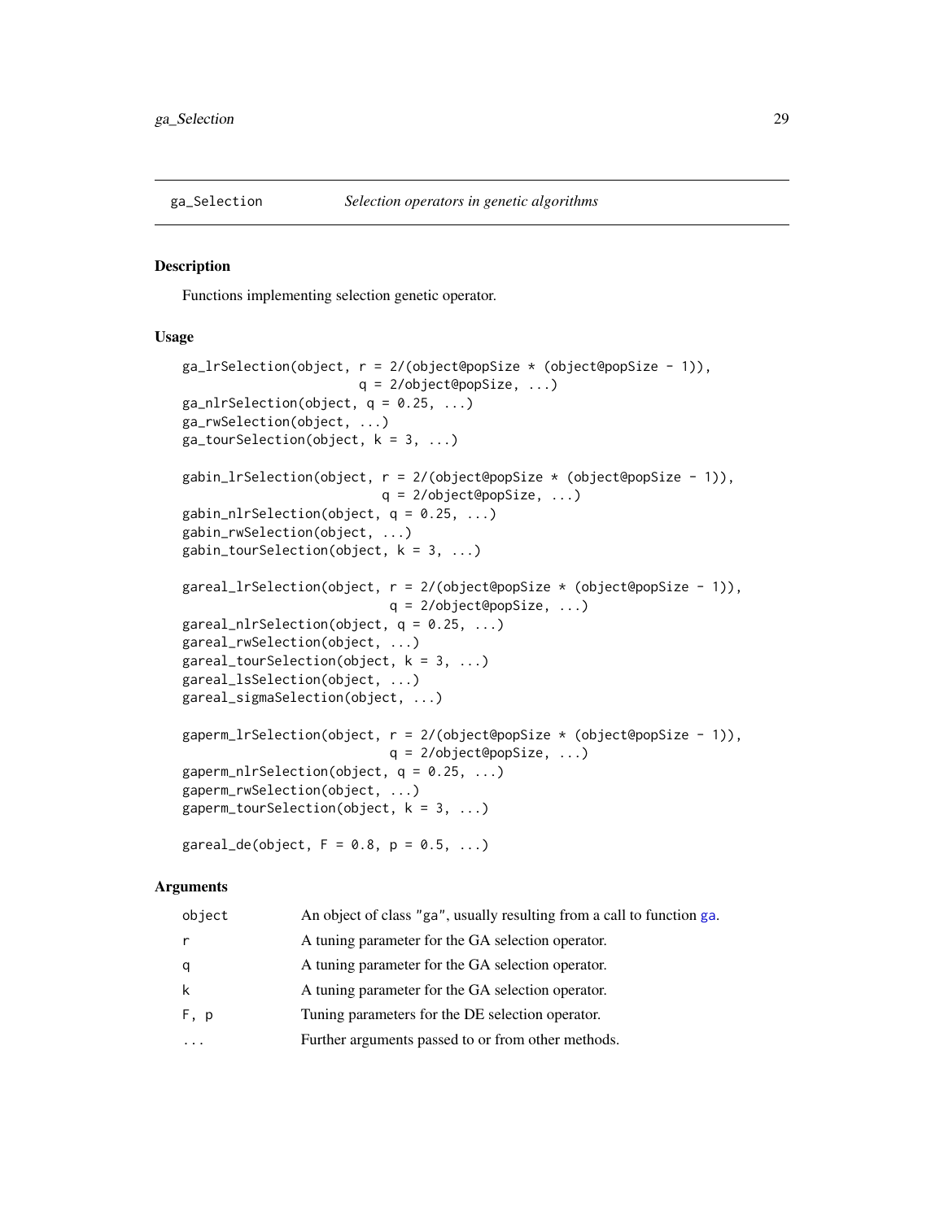## ga_Selection *Selection operators in genetic algorithms*

### Description

Functions implementing selection genetic operator.

### Usage

```
ga_lrSelection(object, r = 2/(object@popSize * (object@popSize - 1)),
                       q = 2/object@popSize, ...)
ga_nlrSelection(object, q = 0.25, ...)
ga_rwSelection(object, ...)
ga_tourSelection(object, k = 3, ...)

gabin_lrSelection(object, r = 2/(object@popSize * (object@popSize - 1)),
                          q = 2/object@popSize, ...)
gabin_nlrSelection(object, q = 0.25, ...)
gabin_rwSelection(object, ...)
gabin_tourSelection(object, k = 3, ...)

gareal_lrSelection(object, r = 2/(object@popSize * (object@popSize - 1)),
                           q = 2/object@popSize, ...)
gareal_nlrSelection(object, q = 0.25, ...)
gareal_rwSelection(object, ...)
gareal_tourSelection(object, k = 3, ...)
gareal_lsSelection(object, ...)
gareal_sigmaSelection(object, ...)

gaperm_lrSelection(object, r = 2/(object@popSize * (object@popSize - 1)),
                           q = 2/object@popSize, ...)
gaperm_nlrSelection(object, q = 0.25, ...)
gaperm_rwSelection(object, ...)
gaperm_tourSelection(object, k = 3, ...)

gareal_de(object, F = 0.8, p = 0.5, ...)
```

### Arguments

| | |
|---|---|
| `object` | An object of class `"ga"`, usually resulting from a call to function `ga`. |
| `r` | A tuning parameter for the GA selection operator. |
| `q` | A tuning parameter for the GA selection operator. |
| `k` | A tuning parameter for the GA selection operator. |
| `F, p` | Tuning parameters for the DE selection operator. |
| `...` | Further arguments passed to or from other methods. |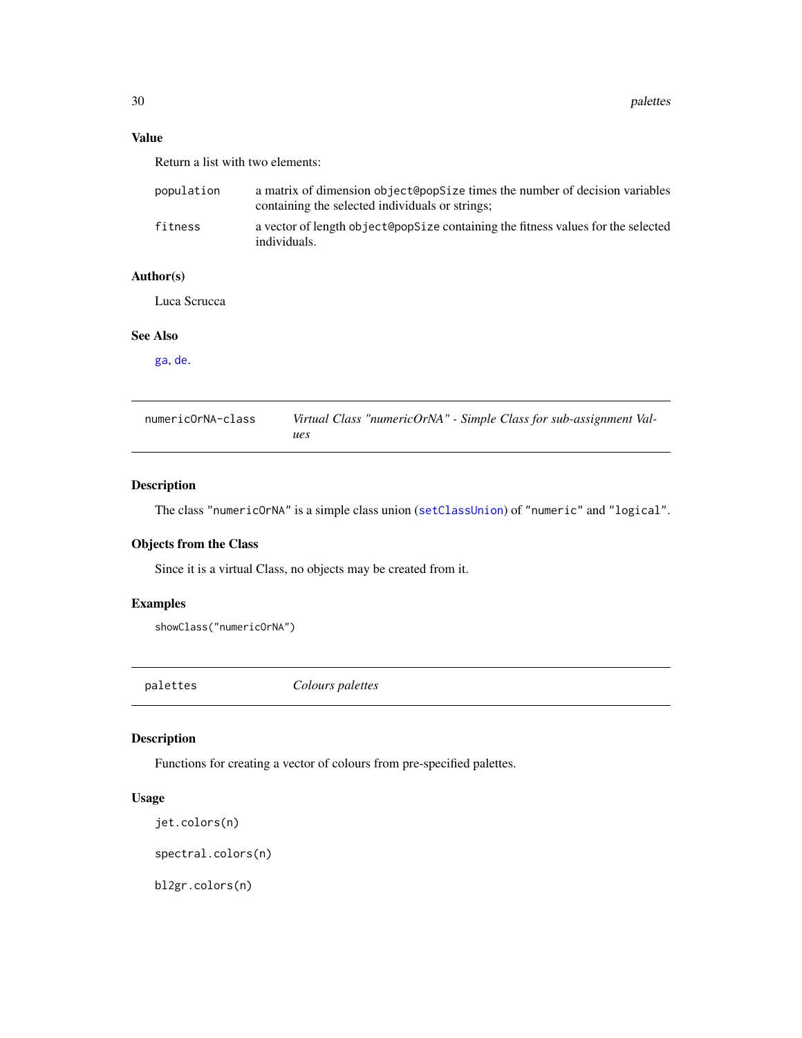### Value

Return a list with two elements:

| | |
|---|---|
| population | a matrix of dimension object@popSize times the number of decision variables containing the selected individuals or strings; |
| fitness | a vector of length object@popSize containing the fitness values for the selected individuals. |

### Author(s)

Luca Scrucca

### See Also

ga, de.

---

## numericOrNA-class — *Virtual Class "numericOrNA" - Simple Class for sub-assignment Values*

### Description

The class "numericOrNA" is a simple class union (setClassUnion) of "numeric" and "logical".

### Objects from the Class

Since it is a virtual Class, no objects may be created from it.

### Examples

```
showClass("numericOrNA")
```

---

## palettes — *Colours palettes*

### Description

Functions for creating a vector of colours from pre-specified palettes.

### Usage

```
jet.colors(n)

spectral.colors(n)

bl2gr.colors(n)
```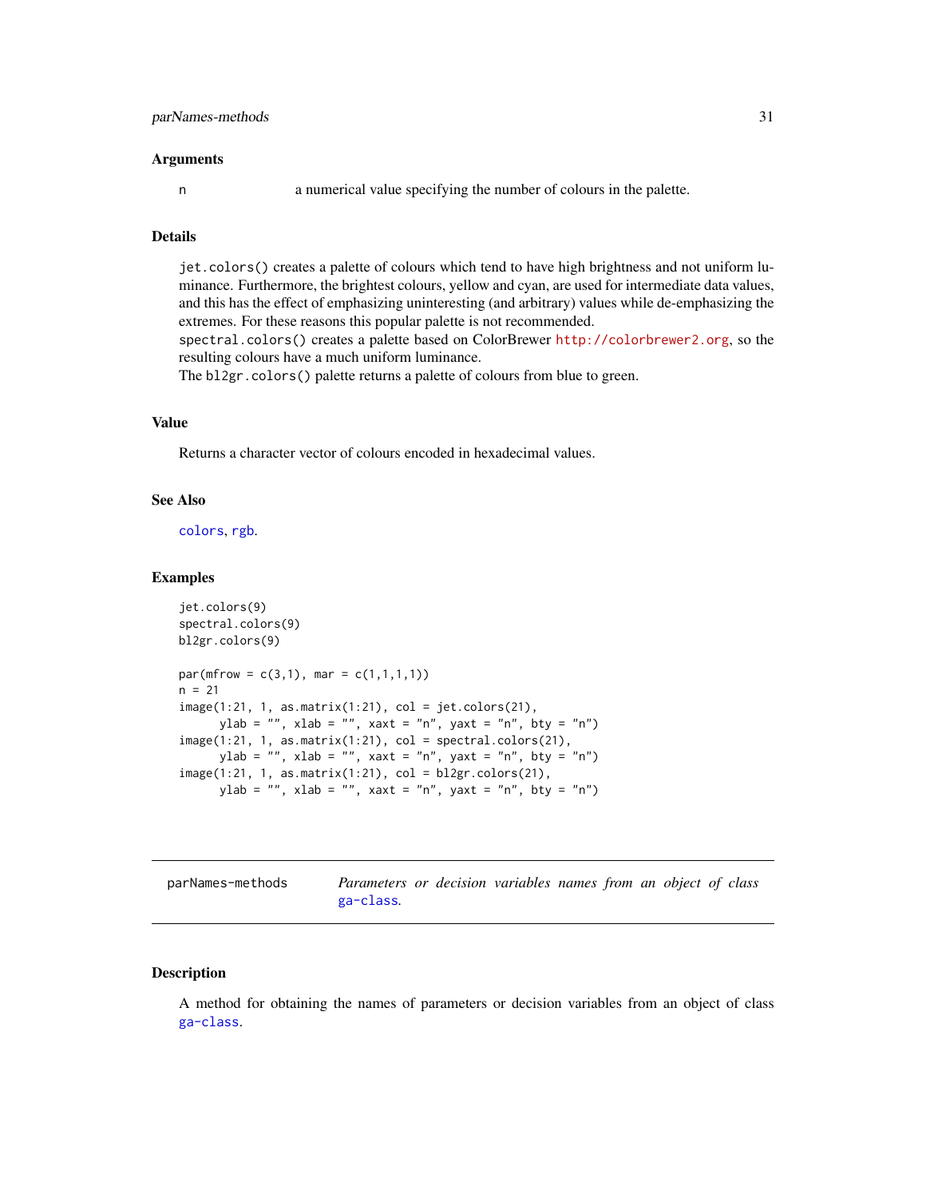### Arguments

n    a numerical value specifying the number of colours in the palette.

### Details

`jet.colors()` creates a palette of colours which tend to have high brightness and not uniform luminance. Furthermore, the brightest colours, yellow and cyan, are used for intermediate data values, and this has the effect of emphasizing uninteresting (and arbitrary) values while de-emphasizing the extremes. For these reasons this popular palette is not recommended.
`spectral.colors()` creates a palette based on ColorBrewer http://colorbrewer2.org, so the resulting colours have a much uniform luminance.
The `bl2gr.colors()` palette returns a palette of colours from blue to green.

### Value

Returns a character vector of colours encoded in hexadecimal values.

### See Also

`colors`, `rgb`.

### Examples

```
jet.colors(9)
spectral.colors(9)
bl2gr.colors(9)

par(mfrow = c(3,1), mar = c(1,1,1,1))
n = 21
image(1:21, 1, as.matrix(1:21), col = jet.colors(21),
      ylab = "", xlab = "", xaxt = "n", yaxt = "n", bty = "n")
image(1:21, 1, as.matrix(1:21), col = spectral.colors(21),
      ylab = "", xlab = "", xaxt = "n", yaxt = "n", bty = "n")
image(1:21, 1, as.matrix(1:21), col = bl2gr.colors(21),
      ylab = "", xlab = "", xaxt = "n", yaxt = "n", bty = "n")
```

---

## parNames-methods    *Parameters or decision variables names from an object of class `ga-class`.*

---

### Description

A method for obtaining the names of parameters or decision variables from an object of class `ga-class`.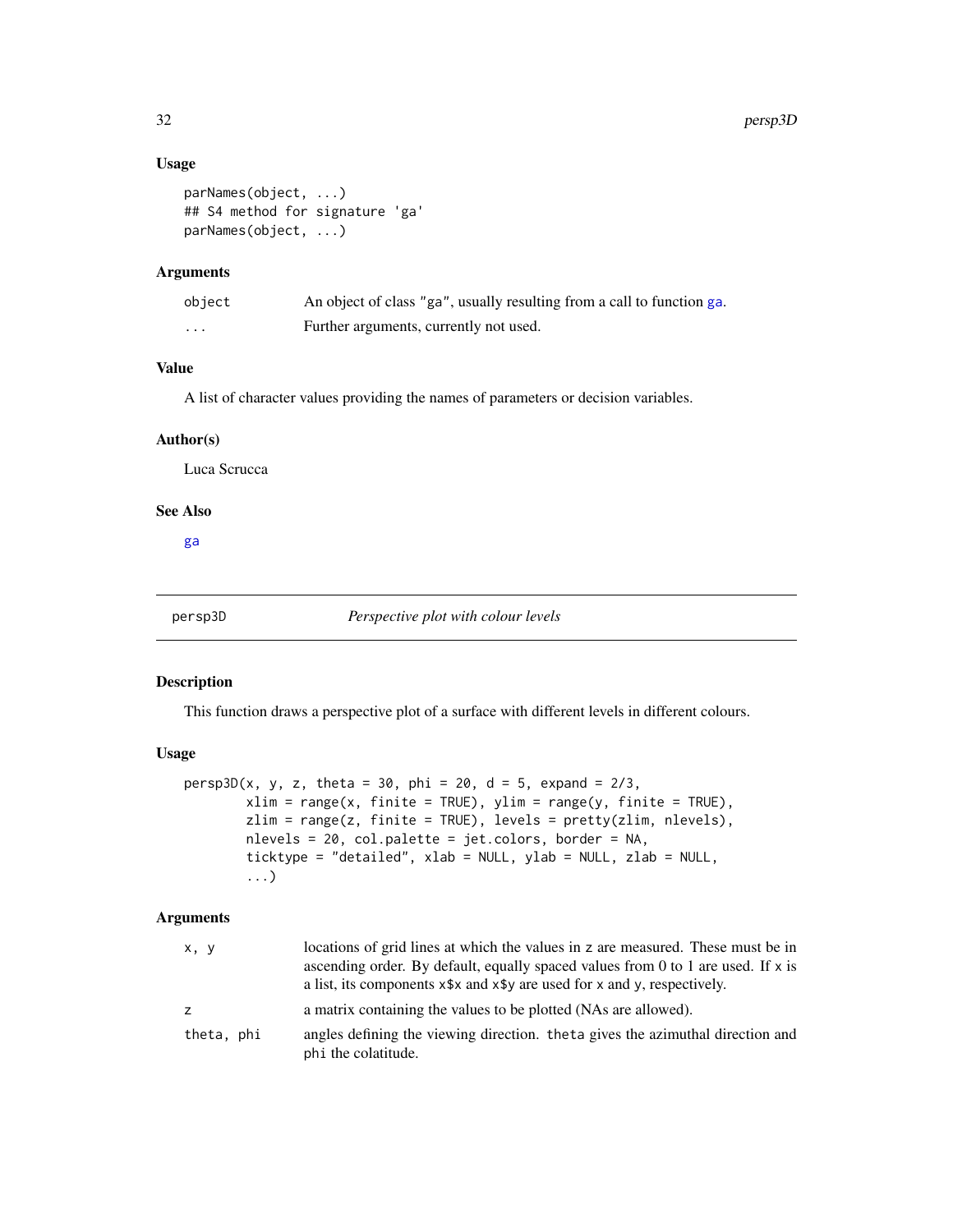### Usage

```
parNames(object, ...)
## S4 method for signature 'ga'
parNames(object, ...)
```

### Arguments

| | |
|---|---|
| `object` | An object of class "ga", usually resulting from a call to function `ga`. |
| `...` | Further arguments, currently not used. |

### Value

A list of character values providing the names of parameters or decision variables.

### Author(s)

Luca Scrucca

### See Also

`ga`

---

## persp3D — *Perspective plot with colour levels*

---

### Description

This function draws a perspective plot of a surface with different levels in different colours.

### Usage

```
persp3D(x, y, z, theta = 30, phi = 20, d = 5, expand = 2/3,
        xlim = range(x, finite = TRUE), ylim = range(y, finite = TRUE),
        zlim = range(z, finite = TRUE), levels = pretty(zlim, nlevels),
        nlevels = 20, col.palette = jet.colors, border = NA,
        ticktype = "detailed", xlab = NULL, ylab = NULL, zlab = NULL,
        ...)
```

### Arguments

| | |
|---|---|
| `x, y` | locations of grid lines at which the values in `z` are measured. These must be in ascending order. By default, equally spaced values from 0 to 1 are used. If `x` is a list, its components `x$x` and `x$y` are used for `x` and `y`, respectively. |
| `z` | a matrix containing the values to be plotted (NAs are allowed). |
| `theta, phi` | angles defining the viewing direction. `theta` gives the azimuthal direction and `phi` the colatitude. |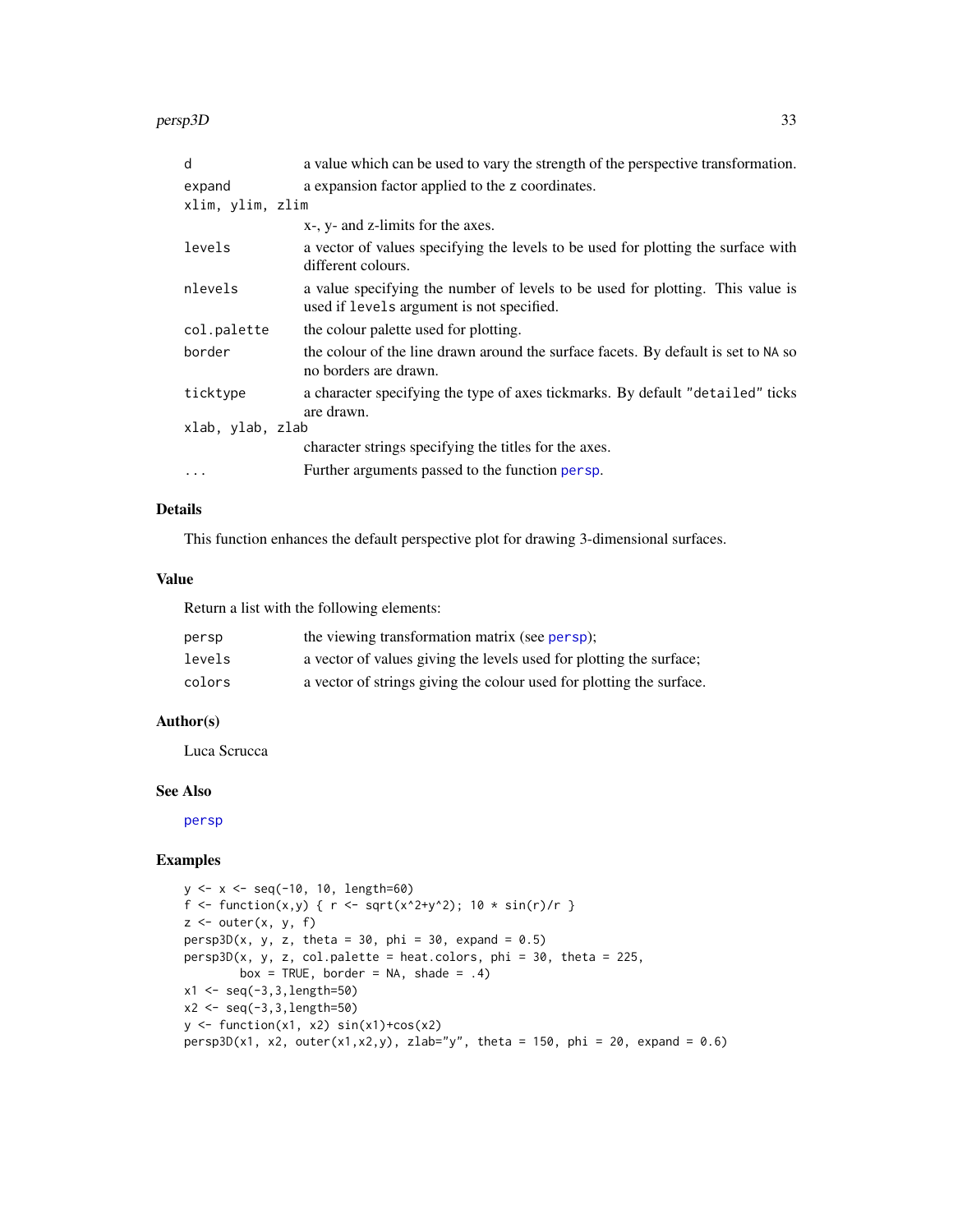| | |
|---|---|
| `d` | a value which can be used to vary the strength of the perspective transformation. |
| `expand` | a expansion factor applied to the `z` coordinates. |
| `xlim, ylim, zlim` | x-, y- and z-limits for the axes. |
| `levels` | a vector of values specifying the levels to be used for plotting the surface with different colours. |
| `nlevels` | a value specifying the number of levels to be used for plotting. This value is used if `levels` argument is not specified. |
| `col.palette` | the colour palette used for plotting. |
| `border` | the colour of the line drawn around the surface facets. By default is set to `NA` so no borders are drawn. |
| `ticktype` | a character specifying the type of axes tickmarks. By default `"detailed"` ticks are drawn. |
| `xlab, ylab, zlab` | character strings specifying the titles for the axes. |
| `...` | Further arguments passed to the function `persp`. |

## Details

This function enhances the default perspective plot for drawing 3-dimensional surfaces.

## Value

Return a list with the following elements:

| | |
|---|---|
| `persp` | the viewing transformation matrix (see `persp`); |
| `levels` | a vector of values giving the levels used for plotting the surface; |
| `colors` | a vector of strings giving the colour used for plotting the surface. |

## Author(s)

Luca Scrucca

## See Also

`persp`

## Examples

```
y <- x <- seq(-10, 10, length=60)
f <- function(x,y) { r <- sqrt(x^2+y^2); 10 * sin(r)/r }
z <- outer(x, y, f)
persp3D(x, y, z, theta = 30, phi = 30, expand = 0.5)
persp3D(x, y, z, col.palette = heat.colors, phi = 30, theta = 225,
        box = TRUE, border = NA, shade = .4)
x1 <- seq(-3,3,length=50)
x2 <- seq(-3,3,length=50)
y <- function(x1, x2) sin(x1)+cos(x2)
persp3D(x1, x2, outer(x1,x2,y), zlab="y", theta = 150, phi = 20, expand = 0.6)
```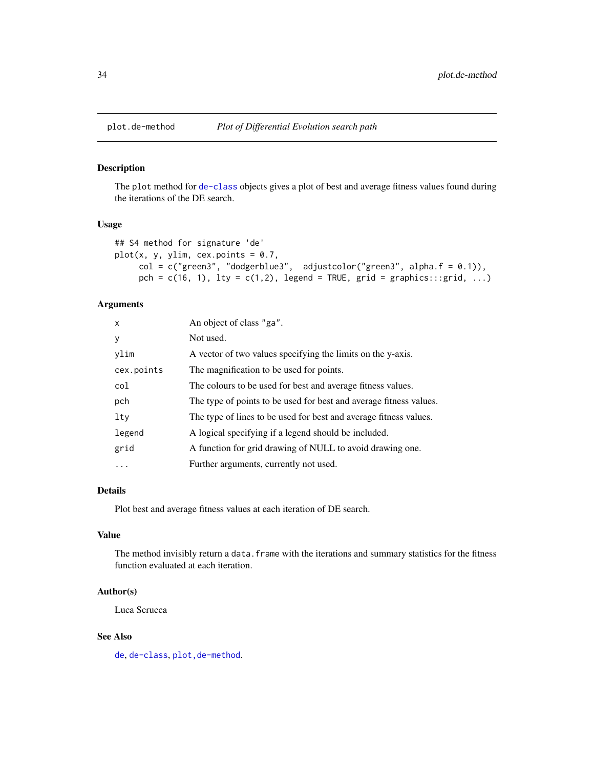# plot.de-method — *Plot of Differential Evolution search path*

## Description

The `plot` method for `de-class` objects gives a plot of best and average fitness values found during the iterations of the DE search.

## Usage

```
## S4 method for signature 'de'
plot(x, y, ylim, cex.points = 0.7,
     col = c("green3", "dodgerblue3",  adjustcolor("green3", alpha.f = 0.1)),
     pch = c(16, 1), lty = c(1,2), legend = TRUE, grid = graphics:::grid, ...)
```

## Arguments

| | |
|---|---|
| `x` | An object of class `"ga"`. |
| `y` | Not used. |
| `ylim` | A vector of two values specifying the limits on the y-axis. |
| `cex.points` | The magnification to be used for points. |
| `col` | The colours to be used for best and average fitness values. |
| `pch` | The type of points to be used for best and average fitness values. |
| `lty` | The type of lines to be used for best and average fitness values. |
| `legend` | A logical specifying if a legend should be included. |
| `grid` | A function for grid drawing of NULL to avoid drawing one. |
| `...` | Further arguments, currently not used. |

## Details

Plot best and average fitness values at each iteration of DE search.

## Value

The method invisibly return a `data.frame` with the iterations and summary statistics for the fitness function evaluated at each iteration.

## Author(s)

Luca Scrucca

## See Also

`de`, `de-class`, `plot,de-method`.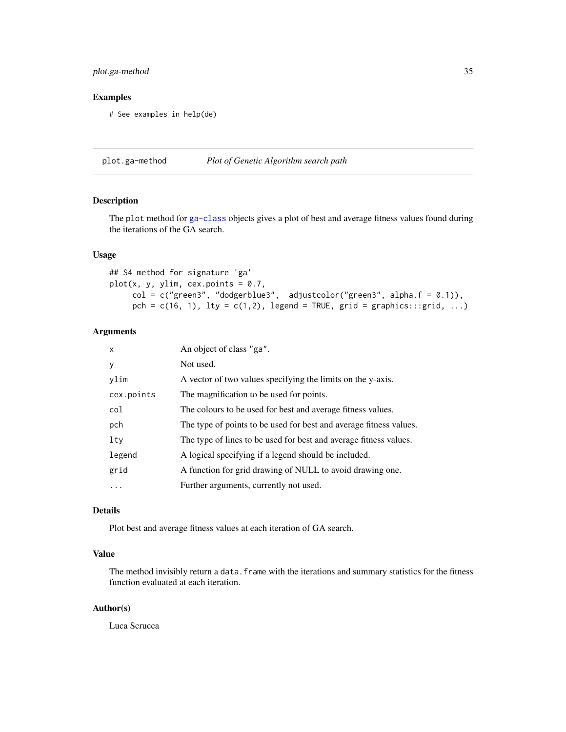## Examples

```
# See examples in help(de)
```

---

## plot.ga-method — *Plot of Genetic Algorithm search path*

### Description

The `plot` method for `ga-class` objects gives a plot of best and average fitness values found during the iterations of the GA search.

### Usage

```
## S4 method for signature 'ga'
plot(x, y, ylim, cex.points = 0.7,
     col = c("green3", "dodgerblue3",  adjustcolor("green3", alpha.f = 0.1)),
     pch = c(16, 1), lty = c(1,2), legend = TRUE, grid = graphics:::grid, ...)
```

### Arguments

| | |
|---|---|
| `x` | An object of class `"ga"`. |
| `y` | Not used. |
| `ylim` | A vector of two values specifying the limits on the y-axis. |
| `cex.points` | The magnification to be used for points. |
| `col` | The colours to be used for best and average fitness values. |
| `pch` | The type of points to be used for best and average fitness values. |
| `lty` | The type of lines to be used for best and average fitness values. |
| `legend` | A logical specifying if a legend should be included. |
| `grid` | A function for grid drawing of NULL to avoid drawing one. |
| `...` | Further arguments, currently not used. |

### Details

Plot best and average fitness values at each iteration of GA search.

### Value

The method invisibly return a `data.frame` with the iterations and summary statistics for the fitness function evaluated at each iteration.

### Author(s)

Luca Scrucca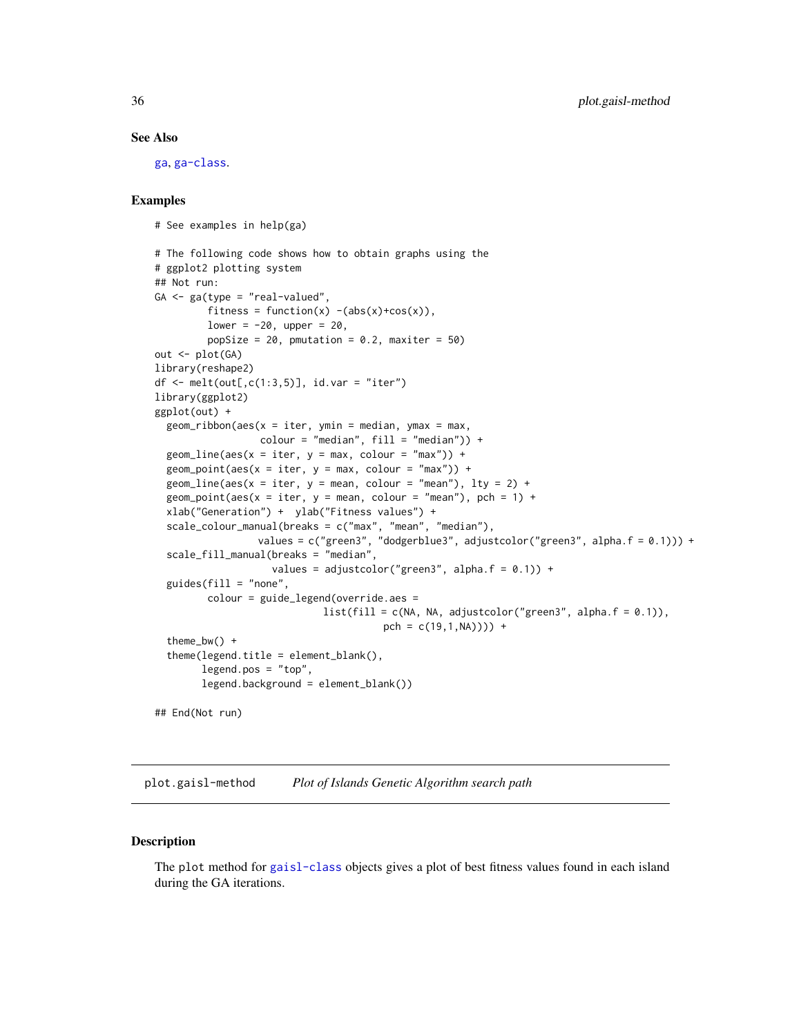## See Also

ga, ga-class.

## Examples

```
# See examples in help(ga)

# The following code shows how to obtain graphs using the
# ggplot2 plotting system
## Not run:
GA <- ga(type = "real-valued",
         fitness = function(x) -(abs(x)+cos(x)),
         lower = -20, upper = 20,
         popSize = 20, pmutation = 0.2, maxiter = 50)
out <- plot(GA)
library(reshape2)
df <- melt(out[,c(1:3,5)], id.var = "iter")
library(ggplot2)
ggplot(out) +
  geom_ribbon(aes(x = iter, ymin = median, ymax = max,
                  colour = "median", fill = "median")) +
  geom_line(aes(x = iter, y = max, colour = "max")) +
  geom_point(aes(x = iter, y = max, colour = "max")) +
  geom_line(aes(x = iter, y = mean, colour = "mean"), lty = 2) +
  geom_point(aes(x = iter, y = mean, colour = "mean"), pch = 1) +
  xlab("Generation") +  ylab("Fitness values") +
  scale_colour_manual(breaks = c("max", "mean", "median"),
                     values = c("green3", "dodgerblue3", adjustcolor("green3", alpha.f = 0.1))) +
  scale_fill_manual(breaks = "median",
                    values = adjustcolor("green3", alpha.f = 0.1)) +
  guides(fill = "none",
         colour = guide_legend(override.aes =
                           list(fill = c(NA, NA, adjustcolor("green3", alpha.f = 0.1)),
                                      pch = c(19,1,NA)))) +
  theme_bw() +
  theme(legend.title = element_blank(),
        legend.pos = "top",
        legend.background = element_blank())

## End(Not run)
```

---

`plot.gaisl-method` *Plot of Islands Genetic Algorithm search path*

---

## Description

The `plot` method for gaisl-class objects gives a plot of best fitness values found in each island during the GA iterations.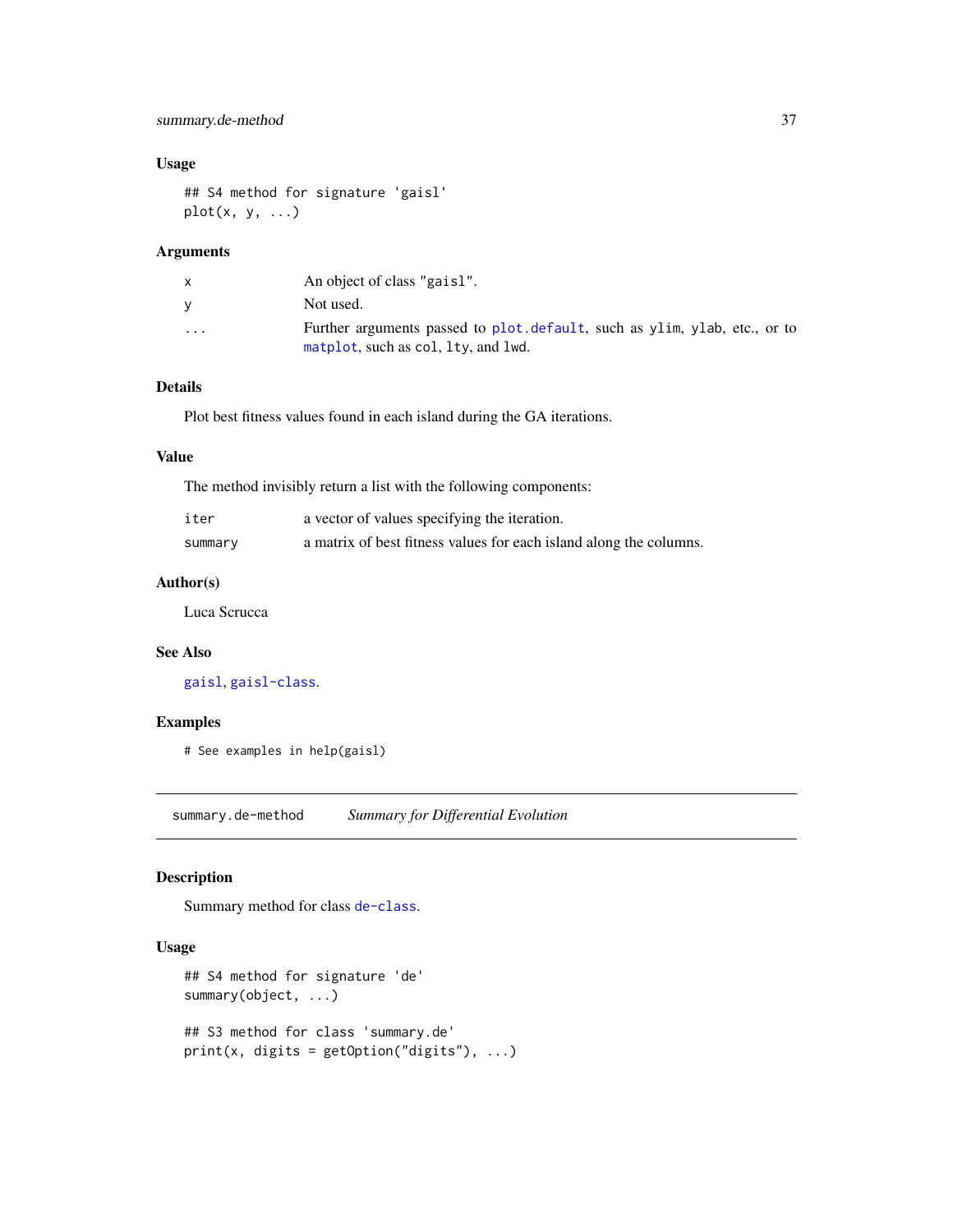### Usage

```
## S4 method for signature 'gaisl'
plot(x, y, ...)
```

### Arguments

| | |
|---|---|
| `x` | An object of class `"gaisl"`. |
| `y` | Not used. |
| `...` | Further arguments passed to `plot.default`, such as `ylim`, `ylab`, etc., or to `matplot`, such as `col`, `lty`, and `lwd`. |

### Details

Plot best fitness values found in each island during the GA iterations.

### Value

The method invisibly return a list with the following components:

| | |
|---|---|
| `iter` | a vector of values specifying the iteration. |
| `summary` | a matrix of best fitness values for each island along the columns. |

### Author(s)

Luca Scrucca

### See Also

`gaisl`, `gaisl-class`.

### Examples

```
# See examples in help(gaisl)
```

---

## summary.de-method *Summary for Differential Evolution*

---

### Description

Summary method for class `de-class`.

### Usage

```
## S4 method for signature 'de'
summary(object, ...)

## S3 method for class 'summary.de'
print(x, digits = getOption("digits"), ...)
```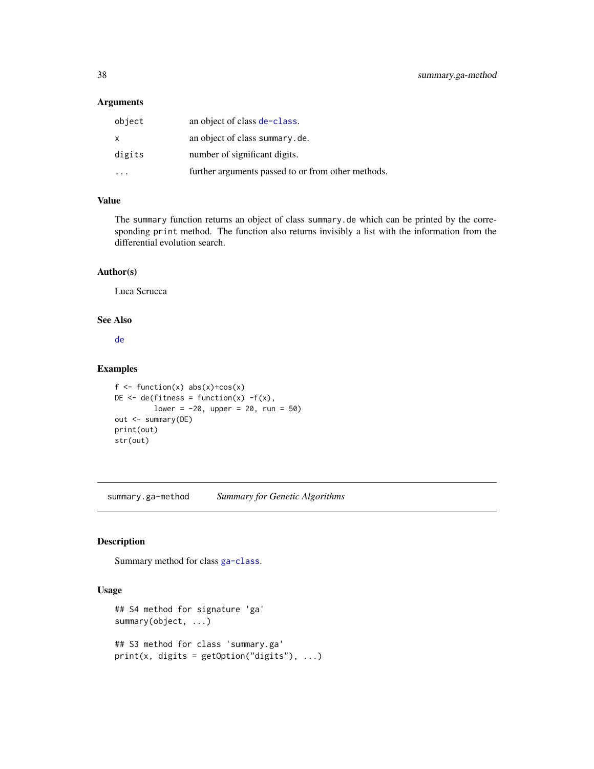### Arguments

| | |
|---|---|
| `object` | an object of class `de-class`. |
| `x` | an object of class `summary.de`. |
| `digits` | number of significant digits. |
| `...` | further arguments passed to or from other methods. |

### Value

The `summary` function returns an object of class `summary.de` which can be printed by the corresponding `print` method. The function also returns invisibly a list with the information from the differential evolution search.

### Author(s)

Luca Scrucca

### See Also

`de`

### Examples

```
f <- function(x) abs(x)+cos(x)
DE <- de(fitness = function(x) -f(x),
         lower = -20, upper = 20, run = 50)
out <- summary(DE)
print(out)
str(out)
```

---

## `summary.ga-method` *Summary for Genetic Algorithms*

### Description

Summary method for class `ga-class`.

### Usage

```
## S4 method for signature 'ga'
summary(object, ...)

## S3 method for class 'summary.ga'
print(x, digits = getOption("digits"), ...)
```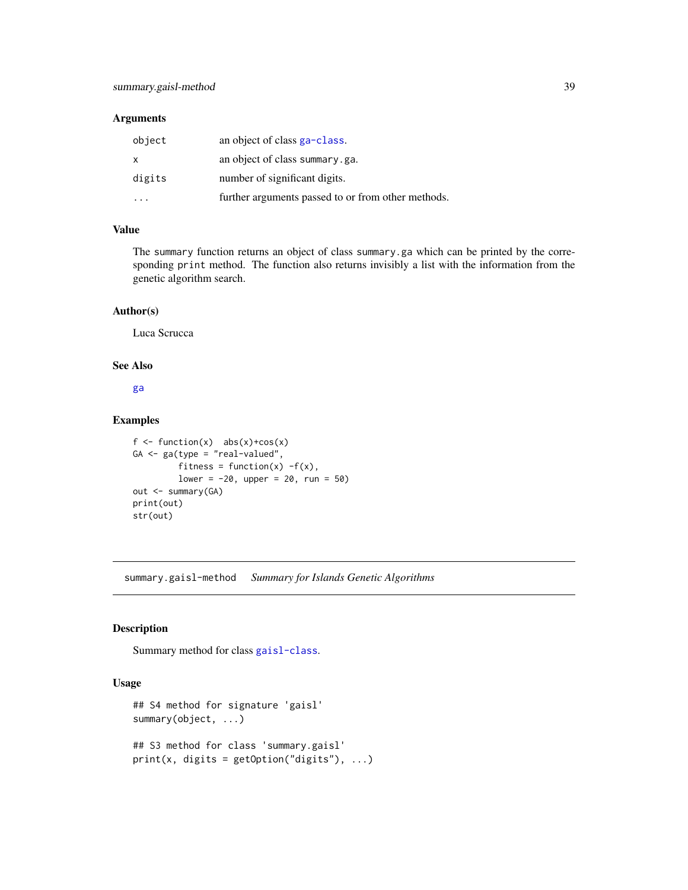### Arguments

| | |
|---|---|
| `object` | an object of class `ga-class`. |
| `x` | an object of class `summary.ga`. |
| `digits` | number of significant digits. |
| `...` | further arguments passed to or from other methods. |

### Value

The `summary` function returns an object of class `summary.ga` which can be printed by the corresponding `print` method. The function also returns invisibly a list with the information from the genetic algorithm search.

### Author(s)

Luca Scrucca

### See Also

`ga`

### Examples

```
f <- function(x)  abs(x)+cos(x)
GA <- ga(type = "real-valued",
         fitness = function(x) -f(x),
         lower = -20, upper = 20, run = 50)
out <- summary(GA)
print(out)
str(out)
```

---

## summary.gaisl-method *Summary for Islands Genetic Algorithms*

### Description

Summary method for class `gaisl-class`.

### Usage

```
## S4 method for signature 'gaisl'
summary(object, ...)

## S3 method for class 'summary.gaisl'
print(x, digits = getOption("digits"), ...)
```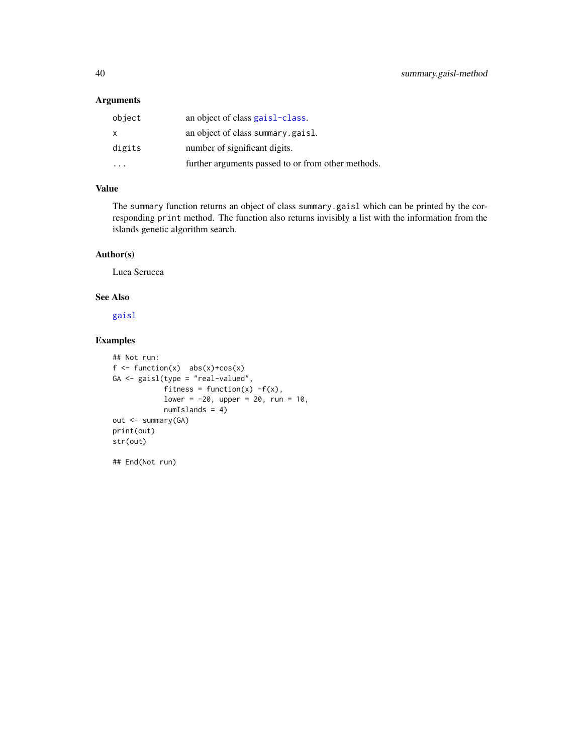### Arguments

| | |
|---|---|
| `object` | an object of class `gaisl-class`. |
| `x` | an object of class `summary.gaisl`. |
| `digits` | number of significant digits. |
| `...` | further arguments passed to or from other methods. |

### Value

The `summary` function returns an object of class `summary.gaisl` which can be printed by the corresponding `print` method. The function also returns invisibly a list with the information from the islands genetic algorithm search.

### Author(s)

Luca Scrucca

### See Also

`gaisl`

### Examples

```
## Not run:
f <- function(x)  abs(x)+cos(x)
GA <- gaisl(type = "real-valued",
            fitness = function(x) -f(x),
            lower = -20, upper = 20, run = 10,
            numIslands = 4)
out <- summary(GA)
print(out)
str(out)

## End(Not run)
```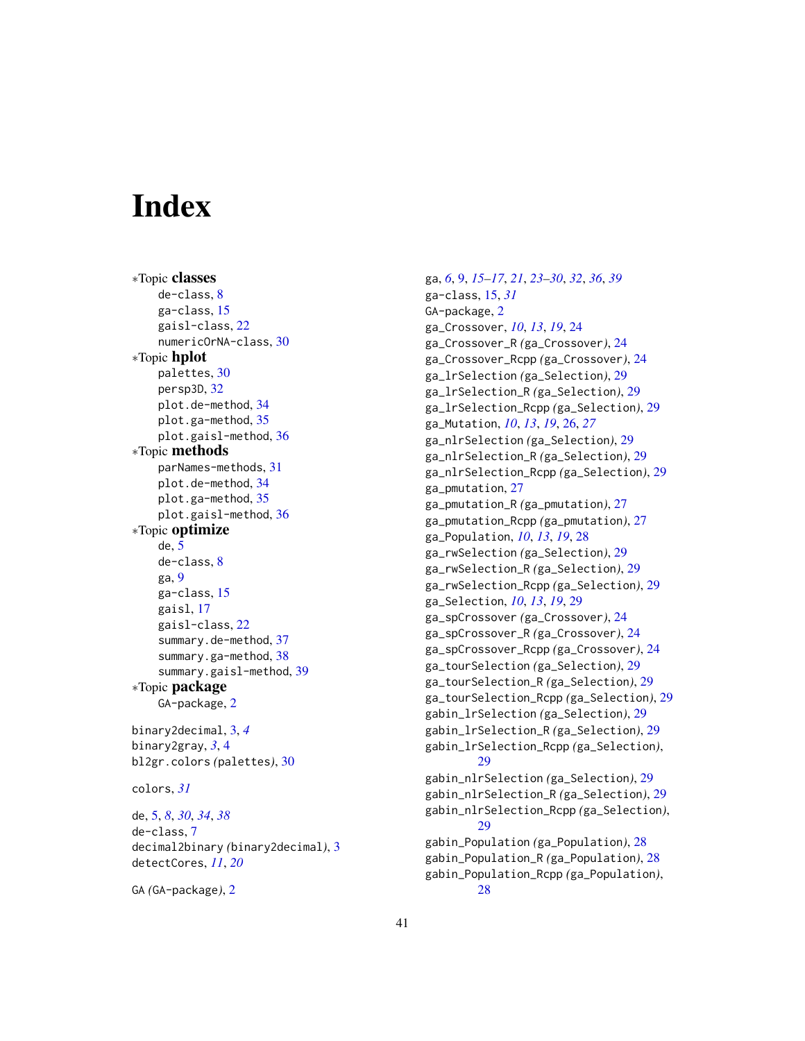# Index

∗Topic **classes**
- de-class, 8
- ga-class, 15
- gaisl-class, 22
- numericOrNA-class, 30

∗Topic **hplot**
- palettes, 30
- persp3D, 32
- plot.de-method, 34
- plot.ga-method, 35
- plot.gaisl-method, 36

∗Topic **methods**
- parNames-methods, 31
- plot.de-method, 34
- plot.ga-method, 35
- plot.gaisl-method, 36

∗Topic **optimize**
- de, 5
- de-class, 8
- ga, 9
- ga-class, 15
- gaisl, 17
- gaisl-class, 22
- summary.de-method, 37
- summary.ga-method, 38
- summary.gaisl-method, 39

∗Topic **package**
- GA-package, 2

binary2decimal, 3, *4*
binary2gray, *3*, 4
bl2gr.colors *(palettes)*, 30

colors, *31*

de, 5, *8*, *30*, *34*, *38*
de-class, 7
decimal2binary *(binary2decimal)*, 3
detectCores, *11*, *20*

GA *(GA-package)*, 2
ga, *6*, 9, *15–17*, *21*, *23–30*, *32*, *36*, *39*
ga-class, 15, *31*
GA-package, 2
ga_Crossover, *10*, *13*, *19*, 24
ga_Crossover_R *(ga_Crossover)*, 24
ga_Crossover_Rcpp *(ga_Crossover)*, 24
ga_lrSelection *(ga_Selection)*, 29
ga_lrSelection_R *(ga_Selection)*, 29
ga_lrSelection_Rcpp *(ga_Selection)*, 29
ga_Mutation, *10*, *13*, *19*, 26, *27*
ga_nlrSelection *(ga_Selection)*, 29
ga_nlrSelection_R *(ga_Selection)*, 29
ga_nlrSelection_Rcpp *(ga_Selection)*, 29
ga_pmutation, 27
ga_pmutation_R *(ga_pmutation)*, 27
ga_pmutation_Rcpp *(ga_pmutation)*, 27
ga_Population, *10*, *13*, *19*, 28
ga_rwSelection *(ga_Selection)*, 29
ga_rwSelection_R *(ga_Selection)*, 29
ga_rwSelection_Rcpp *(ga_Selection)*, 29
ga_Selection, *10*, *13*, *19*, 29
ga_spCrossover *(ga_Crossover)*, 24
ga_spCrossover_R *(ga_Crossover)*, 24
ga_spCrossover_Rcpp *(ga_Crossover)*, 24
ga_tourSelection *(ga_Selection)*, 29
ga_tourSelection_R *(ga_Selection)*, 29
ga_tourSelection_Rcpp *(ga_Selection)*, 29
gabin_lrSelection *(ga_Selection)*, 29
gabin_lrSelection_R *(ga_Selection)*, 29
gabin_lrSelection_Rcpp *(ga_Selection)*, 29
gabin_nlrSelection *(ga_Selection)*, 29
gabin_nlrSelection_R *(ga_Selection)*, 29
gabin_nlrSelection_Rcpp *(ga_Selection)*, 29
gabin_Population *(ga_Population)*, 28
gabin_Population_R *(ga_Population)*, 28
gabin_Population_Rcpp *(ga_Population)*, 28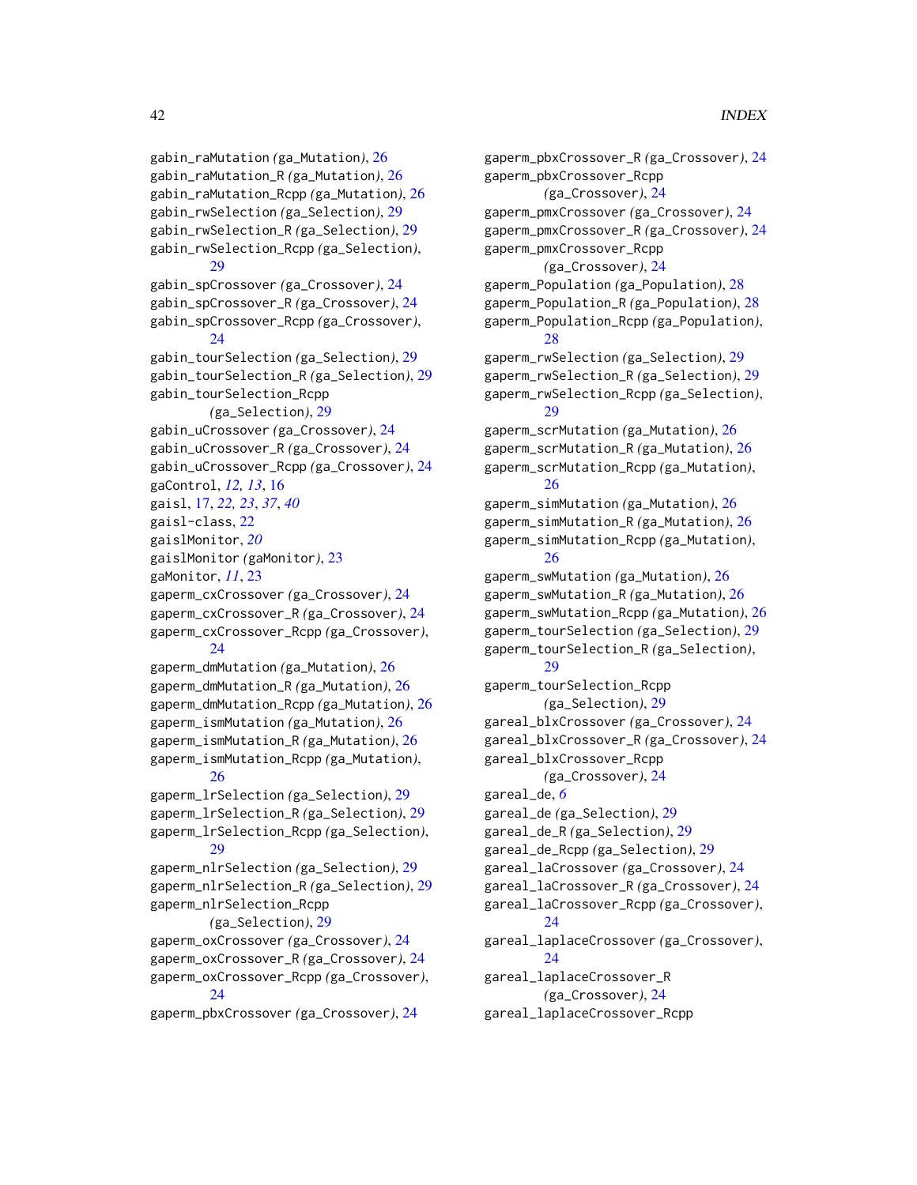gabin_raMutation (ga_Mutation), 26
gabin_raMutation_R (ga_Mutation), 26
gabin_raMutation_Rcpp (ga_Mutation), 26
gabin_rwSelection (ga_Selection), 29
gabin_rwSelection_R (ga_Selection), 29
gabin_rwSelection_Rcpp (ga_Selection), 29
gabin_spCrossover (ga_Crossover), 24
gabin_spCrossover_R (ga_Crossover), 24
gabin_spCrossover_Rcpp (ga_Crossover), 24
gabin_tourSelection (ga_Selection), 29
gabin_tourSelection_R (ga_Selection), 29
gabin_tourSelection_Rcpp (ga_Selection), 29
gabin_uCrossover (ga_Crossover), 24
gabin_uCrossover_R (ga_Crossover), 24
gabin_uCrossover_Rcpp (ga_Crossover), 24
gaControl, *12, 13*, 16
gaisl, 17, *22, 23*, *37*, *40*
gaisl-class, 22
gaislMonitor, *20*
gaislMonitor (gaMonitor), 23
gaMonitor, *11*, 23
gaperm_cxCrossover (ga_Crossover), 24
gaperm_cxCrossover_R (ga_Crossover), 24
gaperm_cxCrossover_Rcpp (ga_Crossover), 24
gaperm_dmMutation (ga_Mutation), 26
gaperm_dmMutation_R (ga_Mutation), 26
gaperm_dmMutation_Rcpp (ga_Mutation), 26
gaperm_ismMutation (ga_Mutation), 26
gaperm_ismMutation_R (ga_Mutation), 26
gaperm_ismMutation_Rcpp (ga_Mutation), 26
gaperm_lrSelection (ga_Selection), 29
gaperm_lrSelection_R (ga_Selection), 29
gaperm_lrSelection_Rcpp (ga_Selection), 29
gaperm_nlrSelection (ga_Selection), 29
gaperm_nlrSelection_R (ga_Selection), 29
gaperm_nlrSelection_Rcpp (ga_Selection), 29
gaperm_oxCrossover (ga_Crossover), 24
gaperm_oxCrossover_R (ga_Crossover), 24
gaperm_oxCrossover_Rcpp (ga_Crossover), 24
gaperm_pbxCrossover (ga_Crossover), 24
gaperm_pbxCrossover_R (ga_Crossover), 24
gaperm_pbxCrossover_Rcpp (ga_Crossover), 24
gaperm_pmxCrossover (ga_Crossover), 24
gaperm_pmxCrossover_R (ga_Crossover), 24
gaperm_pmxCrossover_Rcpp (ga_Crossover), 24
gaperm_Population (ga_Population), 28
gaperm_Population_R (ga_Population), 28
gaperm_Population_Rcpp (ga_Population), 28
gaperm_rwSelection (ga_Selection), 29
gaperm_rwSelection_R (ga_Selection), 29
gaperm_rwSelection_Rcpp (ga_Selection), 29
gaperm_scrMutation (ga_Mutation), 26
gaperm_scrMutation_R (ga_Mutation), 26
gaperm_scrMutation_Rcpp (ga_Mutation), 26
gaperm_simMutation (ga_Mutation), 26
gaperm_simMutation_R (ga_Mutation), 26
gaperm_simMutation_Rcpp (ga_Mutation), 26
gaperm_swMutation (ga_Mutation), 26
gaperm_swMutation_R (ga_Mutation), 26
gaperm_swMutation_Rcpp (ga_Mutation), 26
gaperm_tourSelection (ga_Selection), 29
gaperm_tourSelection_R (ga_Selection), 29
gaperm_tourSelection_Rcpp (ga_Selection), 29
gareal_blxCrossover (ga_Crossover), 24
gareal_blxCrossover_R (ga_Crossover), 24
gareal_blxCrossover_Rcpp (ga_Crossover), 24
gareal_de, *6*
gareal_de (ga_Selection), 29
gareal_de_R (ga_Selection), 29
gareal_de_Rcpp (ga_Selection), 29
gareal_laCrossover (ga_Crossover), 24
gareal_laCrossover_R (ga_Crossover), 24
gareal_laCrossover_Rcpp (ga_Crossover), 24
gareal_laplaceCrossover (ga_Crossover), 24
gareal_laplaceCrossover_R (ga_Crossover), 24
gareal_laplaceCrossover_Rcpp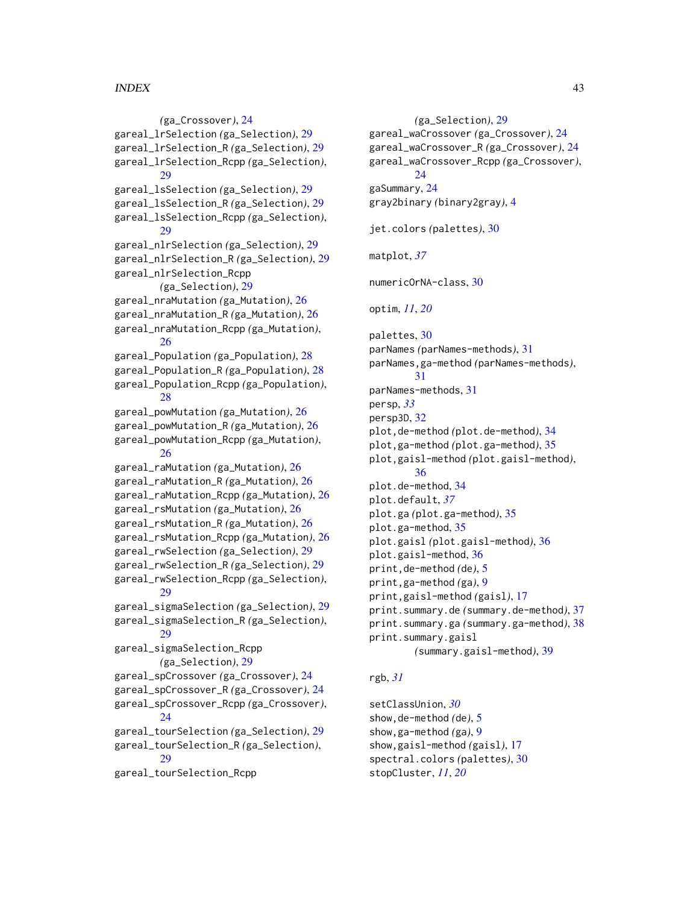(ga_Crossover), 24
gareal_lrSelection (ga_Selection), 29
gareal_lrSelection_R (ga_Selection), 29
gareal_lrSelection_Rcpp (ga_Selection), 29
gareal_lsSelection (ga_Selection), 29
gareal_lsSelection_R (ga_Selection), 29
gareal_lsSelection_Rcpp (ga_Selection), 29
gareal_nlrSelection (ga_Selection), 29
gareal_nlrSelection_R (ga_Selection), 29
gareal_nlrSelection_Rcpp (ga_Selection), 29
gareal_nraMutation (ga_Mutation), 26
gareal_nraMutation_R (ga_Mutation), 26
gareal_nraMutation_Rcpp (ga_Mutation), 26
gareal_Population (ga_Population), 28
gareal_Population_R (ga_Population), 28
gareal_Population_Rcpp (ga_Population), 28
gareal_powMutation (ga_Mutation), 26
gareal_powMutation_R (ga_Mutation), 26
gareal_powMutation_Rcpp (ga_Mutation), 26
gareal_raMutation (ga_Mutation), 26
gareal_raMutation_R (ga_Mutation), 26
gareal_raMutation_Rcpp (ga_Mutation), 26
gareal_rsMutation (ga_Mutation), 26
gareal_rsMutation_R (ga_Mutation), 26
gareal_rsMutation_Rcpp (ga_Mutation), 26
gareal_rwSelection (ga_Selection), 29
gareal_rwSelection_R (ga_Selection), 29
gareal_rwSelection_Rcpp (ga_Selection), 29
gareal_sigmaSelection (ga_Selection), 29
gareal_sigmaSelection_R (ga_Selection), 29
gareal_sigmaSelection_Rcpp (ga_Selection), 29
gareal_spCrossover (ga_Crossover), 24
gareal_spCrossover_R (ga_Crossover), 24
gareal_spCrossover_Rcpp (ga_Crossover), 24
gareal_tourSelection (ga_Selection), 29
gareal_tourSelection_R (ga_Selection), 29
gareal_tourSelection_Rcpp (ga_Selection), 29
gareal_waCrossover (ga_Crossover), 24
gareal_waCrossover_R (ga_Crossover), 24
gareal_waCrossover_Rcpp (ga_Crossover), 24
gaSummary, 24
gray2binary (binary2gray), 4

jet.colors (palettes), 30

matplot, *37*

numericOrNA-class, 30

optim, *11*, *20*

palettes, 30
parNames (parNames-methods), 31
parNames,ga-method (parNames-methods), 31
parNames-methods, 31
persp, *33*
persp3D, 32
plot,de-method (plot.de-method), 34
plot,ga-method (plot.ga-method), 35
plot,gaisl-method (plot.gaisl-method), 36
plot.de-method, 34
plot.default, *37*
plot.ga (plot.ga-method), 35
plot.ga-method, 35
plot.gaisl (plot.gaisl-method), 36
plot.gaisl-method, 36
print,de-method (de), 5
print,ga-method (ga), 9
print,gaisl-method (gaisl), 17
print.summary.de (summary.de-method), 37
print.summary.ga (summary.ga-method), 38
print.summary.gaisl (summary.gaisl-method), 39

rgb, *31*

setClassUnion, *30*
show,de-method (de), 5
show,ga-method (ga), 9
show,gaisl-method (gaisl), 17
spectral.colors (palettes), 30
stopCluster, *11*, *20*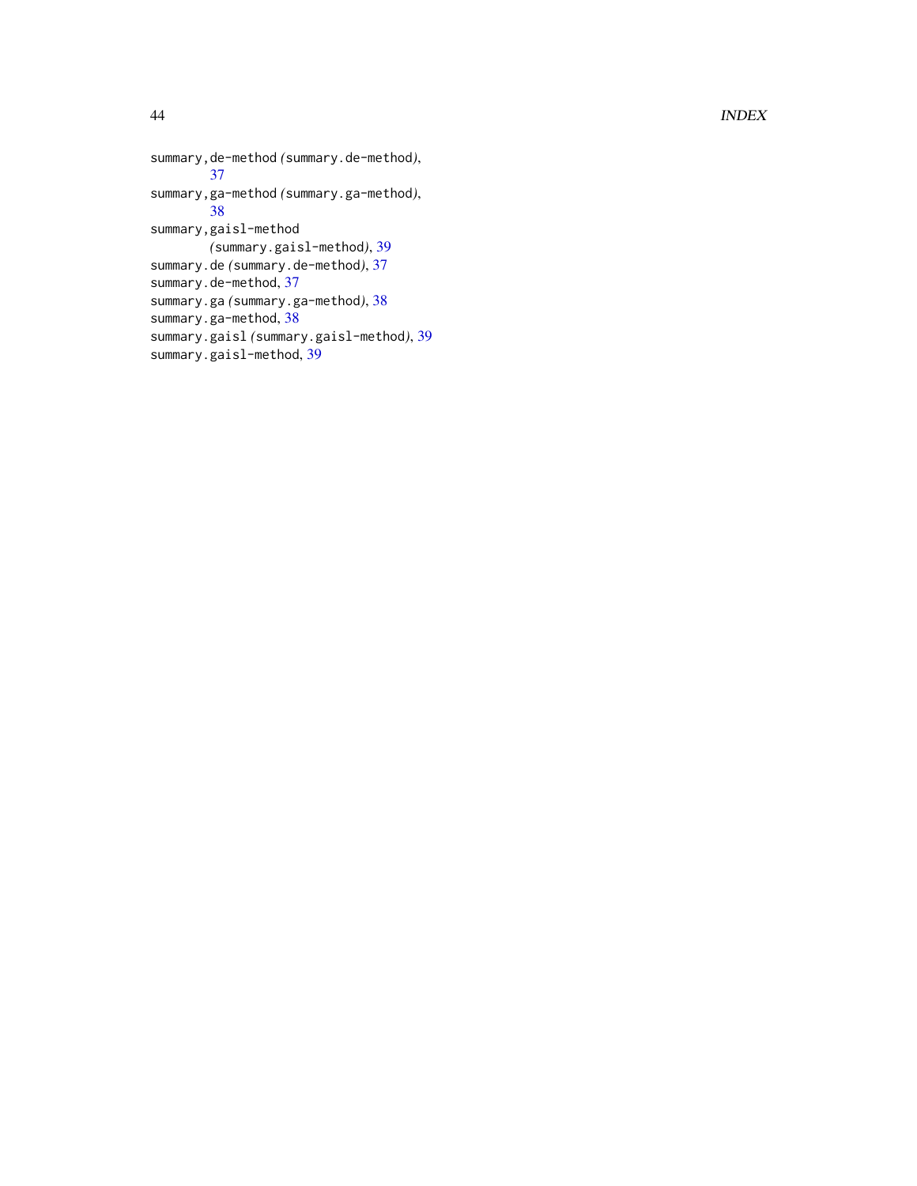summary,de-method (summary.de-method), 37
summary,ga-method (summary.ga-method), 38
summary,gaisl-method (summary.gaisl-method), 39
summary.de (summary.de-method), 37
summary.de-method, 37
summary.ga (summary.ga-method), 38
summary.ga-method, 38
summary.gaisl (summary.gaisl-method), 39
summary.gaisl-method, 39